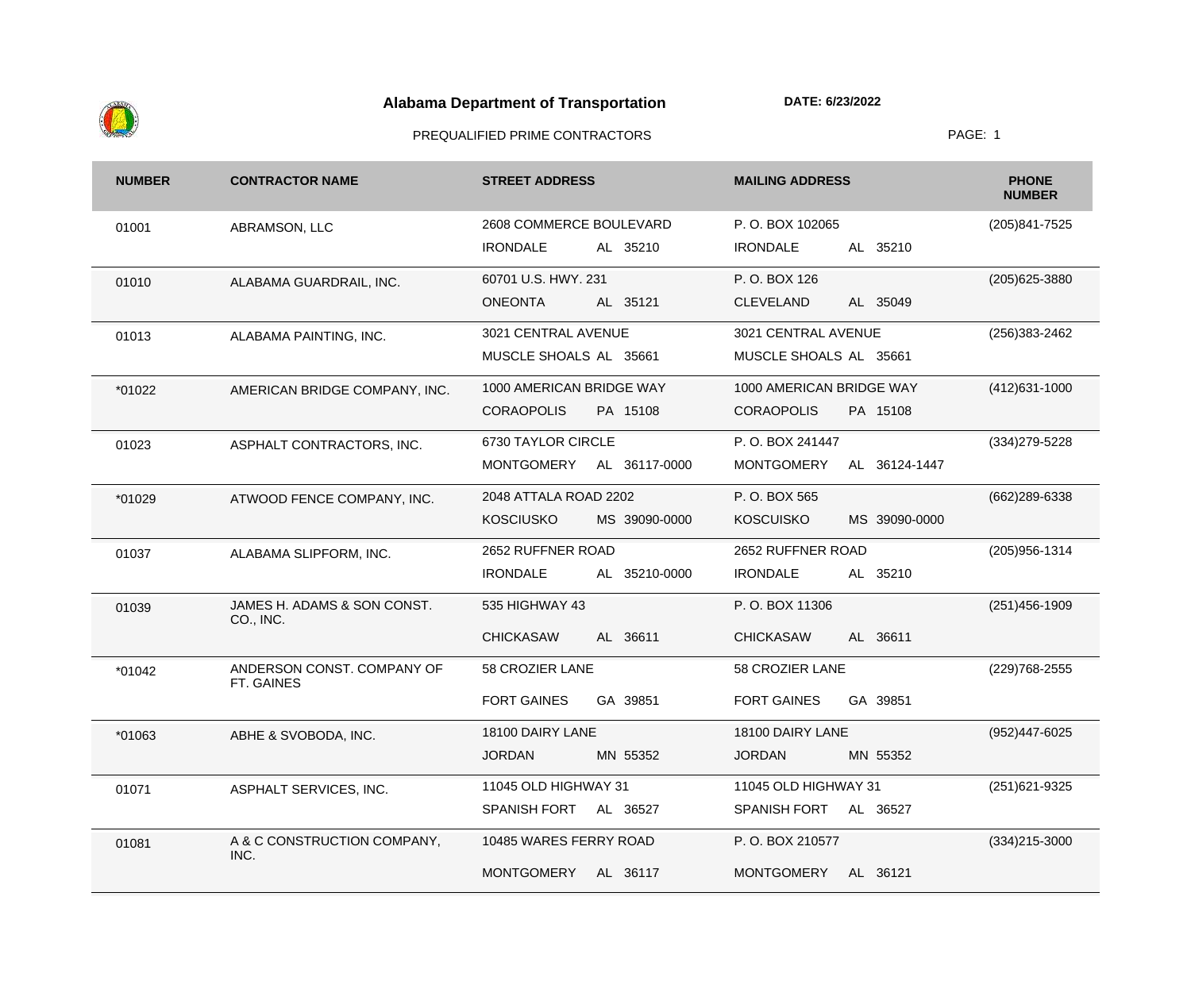# Alabama Department of Transportation

**DATE: 6/23/2022**

PREQUALIFIED PRIME CONTRACTORS

| NUMBER | CONTRACTOR NAME | STREET ADDRESS | MAILING ADDRESS | PHONE NUMBER |
|---|---|---|---|---|
| 01001 | ABRAMSON, LLC | 2608 COMMERCE BOULEVARD<br>IRONDALE AL 35210 | P. O. BOX 102065<br>IRONDALE AL 35210 | (205)841-7525 |
| 01010 | ALABAMA GUARDRAIL, INC. | 60701 U.S. HWY. 231<br>ONEONTA AL 35121 | P. O. BOX 126<br>CLEVELAND AL 35049 | (205)625-3880 |
| 01013 | ALABAMA PAINTING, INC. | 3021 CENTRAL AVENUE<br>MUSCLE SHOALS AL 35661 | 3021 CENTRAL AVENUE<br>MUSCLE SHOALS AL 35661 | (256)383-2462 |
| *01022 | AMERICAN BRIDGE COMPANY, INC. | 1000 AMERICAN BRIDGE WAY<br>CORAOPOLIS PA 15108 | 1000 AMERICAN BRIDGE WAY<br>CORAOPOLIS PA 15108 | (412)631-1000 |
| 01023 | ASPHALT CONTRACTORS, INC. | 6730 TAYLOR CIRCLE<br>MONTGOMERY AL 36117-0000 | P. O. BOX 241447<br>MONTGOMERY AL 36124-1447 | (334)279-5228 |
| *01029 | ATWOOD FENCE COMPANY, INC. | 2048 ATTALA ROAD 2202<br>KOSCIUSKO MS 39090-0000 | P. O. BOX 565<br>KOSCUISKO MS 39090-0000 | (662)289-6338 |
| 01037 | ALABAMA SLIPFORM, INC. | 2652 RUFFNER ROAD<br>IRONDALE AL 35210-0000 | 2652 RUFFNER ROAD<br>IRONDALE AL 35210 | (205)956-1314 |
| 01039 | JAMES H. ADAMS & SON CONST. CO., INC. | 535 HIGHWAY 43<br>CHICKASAW AL 36611 | P. O. BOX 11306<br>CHICKASAW AL 36611 | (251)456-1909 |
| *01042 | ANDERSON CONST. COMPANY OF FT. GAINES | 58 CROZIER LANE<br>FORT GAINES GA 39851 | 58 CROZIER LANE<br>FORT GAINES GA 39851 | (229)768-2555 |
| *01063 | ABHE & SVOBODA, INC. | 18100 DAIRY LANE<br>JORDAN MN 55352 | 18100 DAIRY LANE<br>JORDAN MN 55352 | (952)447-6025 |
| 01071 | ASPHALT SERVICES, INC. | 11045 OLD HIGHWAY 31<br>SPANISH FORT AL 36527 | 11045 OLD HIGHWAY 31<br>SPANISH FORT AL 36527 | (251)621-9325 |
| 01081 | A & C CONSTRUCTION COMPANY, INC. | 10485 WARES FERRY ROAD<br>MONTGOMERY AL 36117 | P. O. BOX 210577<br>MONTGOMERY AL 36121 | (334)215-3000 |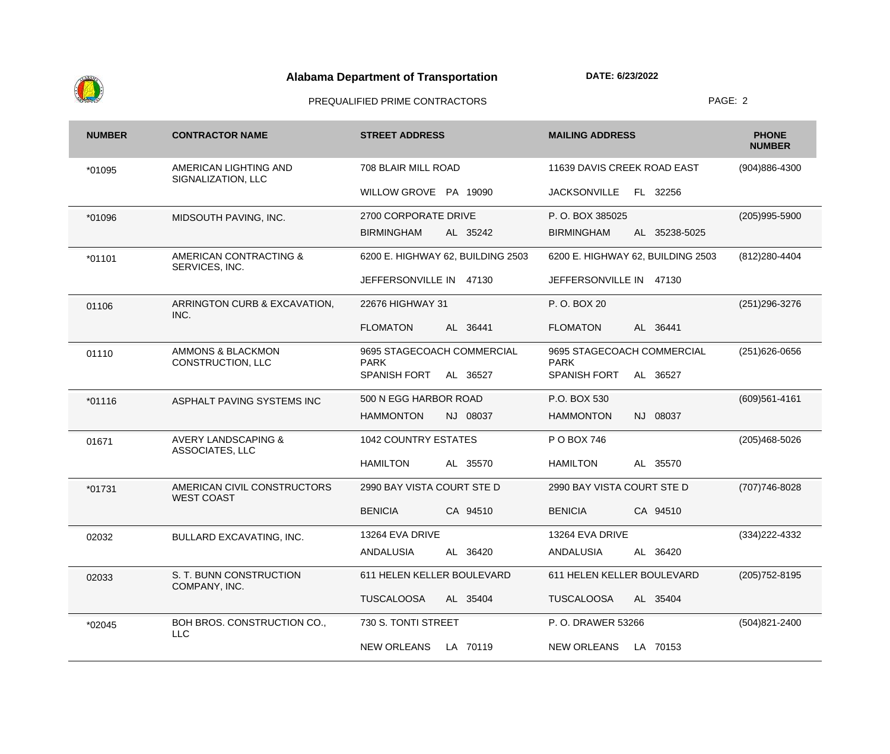# Alabama Department of Transportation

**DATE: 6/23/2022**

PREQUALIFIED PRIME CONTRACTORS

| NUMBER | CONTRACTOR NAME | STREET ADDRESS | MAILING ADDRESS | PHONE NUMBER |
|---|---|---|---|---|
| *01095 | AMERICAN LIGHTING AND SIGNALIZATION, LLC | 708 BLAIR MILL ROAD<br>WILLOW GROVE PA 19090 | 11639 DAVIS CREEK ROAD EAST<br>JACKSONVILLE FL 32256 | (904)886-4300 |
| *01096 | MIDSOUTH PAVING, INC. | 2700 CORPORATE DRIVE<br>BIRMINGHAM AL 35242 | P. O. BOX 385025<br>BIRMINGHAM AL 35238-5025 | (205)995-5900 |
| *01101 | AMERICAN CONTRACTING & SERVICES, INC. | 6200 E. HIGHWAY 62, BUILDING 2503<br>JEFFERSONVILLE IN 47130 | 6200 E. HIGHWAY 62, BUILDING 2503<br>JEFFERSONVILLE IN 47130 | (812)280-4404 |
| 01106 | ARRINGTON CURB & EXCAVATION, INC. | 22676 HIGHWAY 31<br>FLOMATON AL 36441 | P. O. BOX 20<br>FLOMATON AL 36441 | (251)296-3276 |
| 01110 | AMMONS & BLACKMON CONSTRUCTION, LLC | 9695 STAGECOACH COMMERCIAL PARK<br>SPANISH FORT AL 36527 | 9695 STAGECOACH COMMERCIAL PARK<br>SPANISH FORT AL 36527 | (251)626-0656 |
| *01116 | ASPHALT PAVING SYSTEMS INC | 500 N EGG HARBOR ROAD<br>HAMMONTON NJ 08037 | P.O. BOX 530<br>HAMMONTON NJ 08037 | (609)561-4161 |
| 01671 | AVERY LANDSCAPING & ASSOCIATES, LLC | 1042 COUNTRY ESTATES<br>HAMILTON AL 35570 | P O BOX 746<br>HAMILTON AL 35570 | (205)468-5026 |
| *01731 | AMERICAN CIVIL CONSTRUCTORS WEST COAST | 2990 BAY VISTA COURT STE D<br>BENICIA CA 94510 | 2990 BAY VISTA COURT STE D<br>BENICIA CA 94510 | (707)746-8028 |
| 02032 | BULLARD EXCAVATING, INC. | 13264 EVA DRIVE<br>ANDALUSIA AL 36420 | 13264 EVA DRIVE<br>ANDALUSIA AL 36420 | (334)222-4332 |
| 02033 | S. T. BUNN CONSTRUCTION COMPANY, INC. | 611 HELEN KELLER BOULEVARD<br>TUSCALOOSA AL 35404 | 611 HELEN KELLER BOULEVARD<br>TUSCALOOSA AL 35404 | (205)752-8195 |
| *02045 | BOH BROS. CONSTRUCTION CO., LLC | 730 S. TONTI STREET<br>NEW ORLEANS LA 70119 | P. O. DRAWER 53266<br>NEW ORLEANS LA 70153 | (504)821-2400 |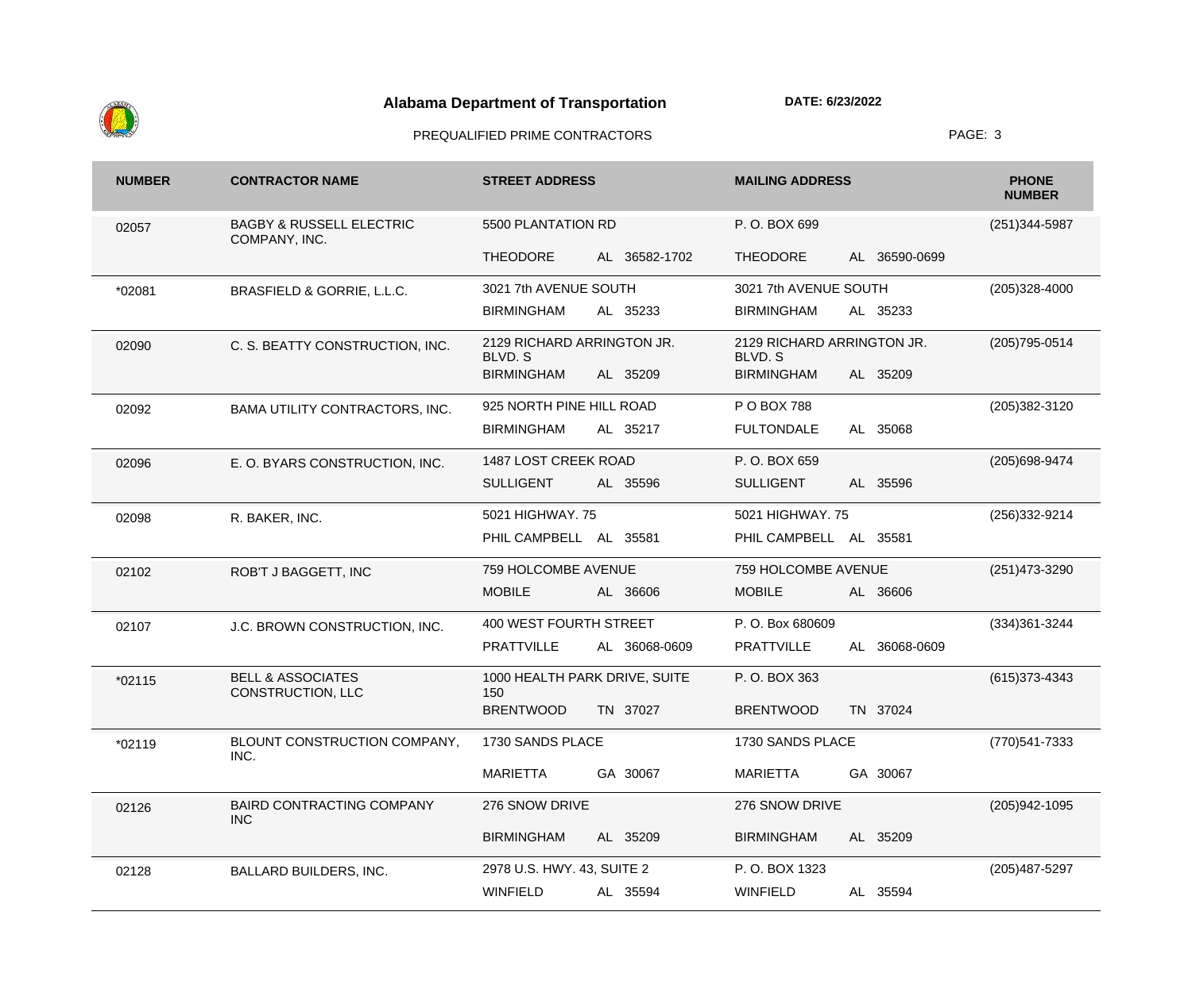# Alabama Department of Transportation

**DATE: 6/23/2022**

PREQUALIFIED PRIME CONTRACTORS

| NUMBER | CONTRACTOR NAME | STREET ADDRESS | MAILING ADDRESS | PHONE NUMBER |
|---|---|---|---|---|
| 02057 | BAGBY & RUSSELL ELECTRIC COMPANY, INC. | 5500 PLANTATION RD<br>THEODORE AL 36582-1702 | P. O. BOX 699<br>THEODORE AL 36590-0699 | (251)344-5987 |
| *02081 | BRASFIELD & GORRIE, L.L.C. | 3021 7th AVENUE SOUTH<br>BIRMINGHAM AL 35233 | 3021 7th AVENUE SOUTH<br>BIRMINGHAM AL 35233 | (205)328-4000 |
| 02090 | C. S. BEATTY CONSTRUCTION, INC. | 2129 RICHARD ARRINGTON JR. BLVD. S<br>BIRMINGHAM AL 35209 | 2129 RICHARD ARRINGTON JR. BLVD. S<br>BIRMINGHAM AL 35209 | (205)795-0514 |
| 02092 | BAMA UTILITY CONTRACTORS, INC. | 925 NORTH PINE HILL ROAD<br>BIRMINGHAM AL 35217 | P O BOX 788<br>FULTONDALE AL 35068 | (205)382-3120 |
| 02096 | E. O. BYARS CONSTRUCTION, INC. | 1487 LOST CREEK ROAD<br>SULLIGENT AL 35596 | P. O. BOX 659<br>SULLIGENT AL 35596 | (205)698-9474 |
| 02098 | R. BAKER, INC. | 5021 HIGHWAY. 75<br>PHIL CAMPBELL AL 35581 | 5021 HIGHWAY. 75<br>PHIL CAMPBELL AL 35581 | (256)332-9214 |
| 02102 | ROB'T J BAGGETT, INC | 759 HOLCOMBE AVENUE<br>MOBILE AL 36606 | 759 HOLCOMBE AVENUE<br>MOBILE AL 36606 | (251)473-3290 |
| 02107 | J.C. BROWN CONSTRUCTION, INC. | 400 WEST FOURTH STREET<br>PRATTVILLE AL 36068-0609 | P. O. Box 680609<br>PRATTVILLE AL 36068-0609 | (334)361-3244 |
| *02115 | BELL & ASSOCIATES CONSTRUCTION, LLC | 1000 HEALTH PARK DRIVE, SUITE 150<br>BRENTWOOD TN 37027 | P. O. BOX 363<br>BRENTWOOD TN 37024 | (615)373-4343 |
| *02119 | BLOUNT CONSTRUCTION COMPANY, INC. | 1730 SANDS PLACE<br>MARIETTA GA 30067 | 1730 SANDS PLACE<br>MARIETTA GA 30067 | (770)541-7333 |
| 02126 | BAIRD CONTRACTING COMPANY INC | 276 SNOW DRIVE<br>BIRMINGHAM AL 35209 | 276 SNOW DRIVE<br>BIRMINGHAM AL 35209 | (205)942-1095 |
| 02128 | BALLARD BUILDERS, INC. | 2978 U.S. HWY. 43, SUITE 2<br>WINFIELD AL 35594 | P. O. BOX 1323<br>WINFIELD AL 35594 | (205)487-5297 |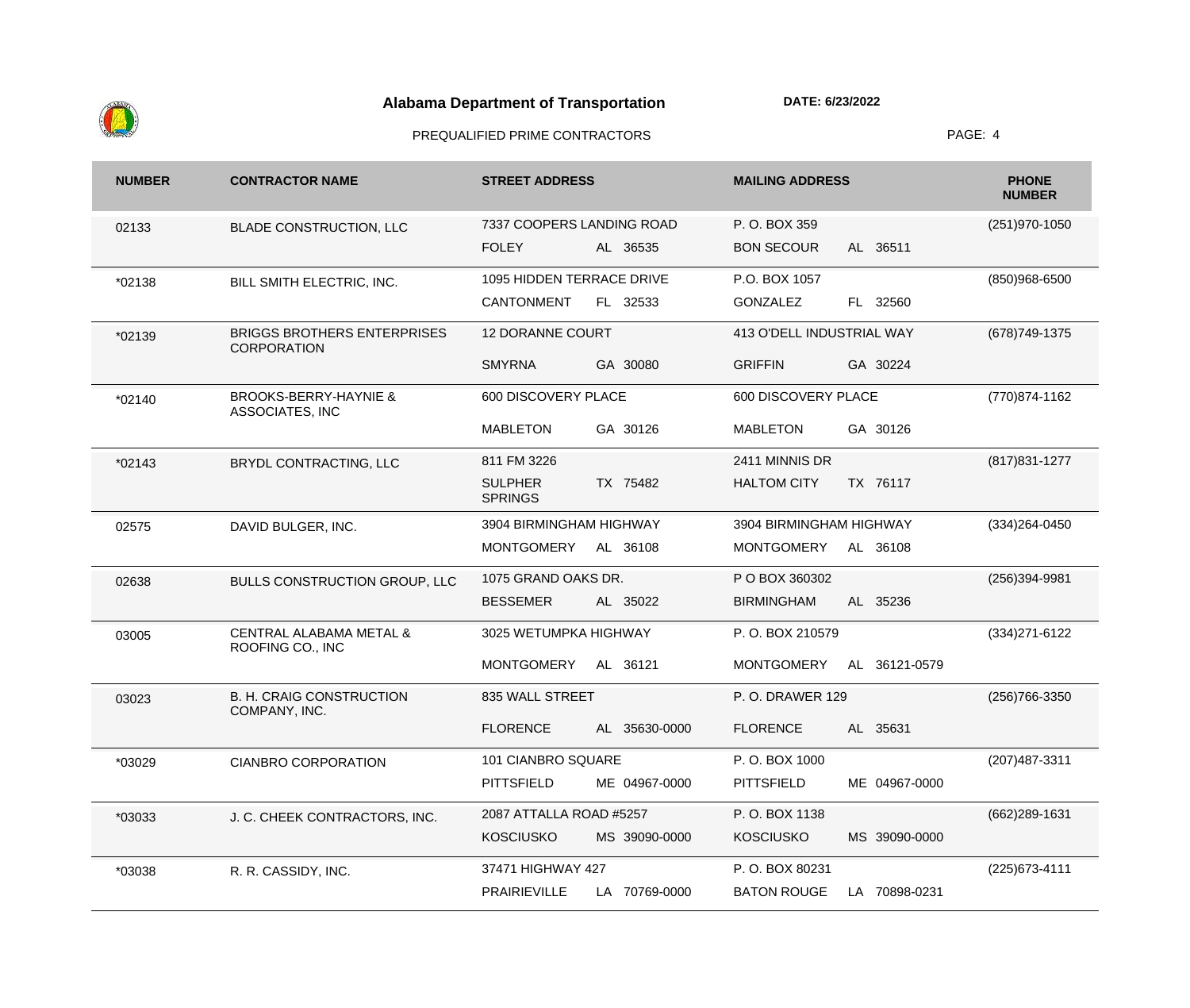**Alabama Department of Transportation**

**DATE: 6/23/2022**

PREQUALIFIED PRIME CONTRACTORS

| NUMBER | CONTRACTOR NAME | STREET ADDRESS | MAILING ADDRESS | PHONE NUMBER |
|---|---|---|---|---|
| 02133 | BLADE CONSTRUCTION, LLC | 7337 COOPERS LANDING ROAD<br>FOLEY AL 36535 | P. O. BOX 359<br>BON SECOUR AL 36511 | (251)970-1050 |
| *02138 | BILL SMITH ELECTRIC, INC. | 1095 HIDDEN TERRACE DRIVE<br>CANTONMENT FL 32533 | P.O. BOX 1057<br>GONZALEZ FL 32560 | (850)968-6500 |
| *02139 | BRIGGS BROTHERS ENTERPRISES CORPORATION | 12 DORANNE COURT<br>SMYRNA GA 30080 | 413 O'DELL INDUSTRIAL WAY<br>GRIFFIN GA 30224 | (678)749-1375 |
| *02140 | BROOKS-BERRY-HAYNIE & ASSOCIATES, INC | 600 DISCOVERY PLACE<br>MABLETON GA 30126 | 600 DISCOVERY PLACE<br>MABLETON GA 30126 | (770)874-1162 |
| *02143 | BRYDL CONTRACTING, LLC | 811 FM 3226<br>SULPHER SPRINGS TX 75482 | 2411 MINNIS DR<br>HALTOM CITY TX 76117 | (817)831-1277 |
| 02575 | DAVID BULGER, INC. | 3904 BIRMINGHAM HIGHWAY<br>MONTGOMERY AL 36108 | 3904 BIRMINGHAM HIGHWAY<br>MONTGOMERY AL 36108 | (334)264-0450 |
| 02638 | BULLS CONSTRUCTION GROUP, LLC | 1075 GRAND OAKS DR.<br>BESSEMER AL 35022 | P O BOX 360302<br>BIRMINGHAM AL 35236 | (256)394-9981 |
| 03005 | CENTRAL ALABAMA METAL & ROOFING CO., INC | 3025 WETUMPKA HIGHWAY<br>MONTGOMERY AL 36121 | P. O. BOX 210579<br>MONTGOMERY AL 36121-0579 | (334)271-6122 |
| 03023 | B. H. CRAIG CONSTRUCTION COMPANY, INC. | 835 WALL STREET<br>FLORENCE AL 35630-0000 | P. O. DRAWER 129<br>FLORENCE AL 35631 | (256)766-3350 |
| *03029 | CIANBRO CORPORATION | 101 CIANBRO SQUARE<br>PITTSFIELD ME 04967-0000 | P. O. BOX 1000<br>PITTSFIELD ME 04967-0000 | (207)487-3311 |
| *03033 | J. C. CHEEK CONTRACTORS, INC. | 2087 ATTALLA ROAD #5257<br>KOSCIUSKO MS 39090-0000 | P. O. BOX 1138<br>KOSCIUSKO MS 39090-0000 | (662)289-1631 |
| *03038 | R. R. CASSIDY, INC. | 37471 HIGHWAY 427<br>PRAIRIEVILLE LA 70769-0000 | P. O. BOX 80231<br>BATON ROUGE LA 70898-0231 | (225)673-4111 |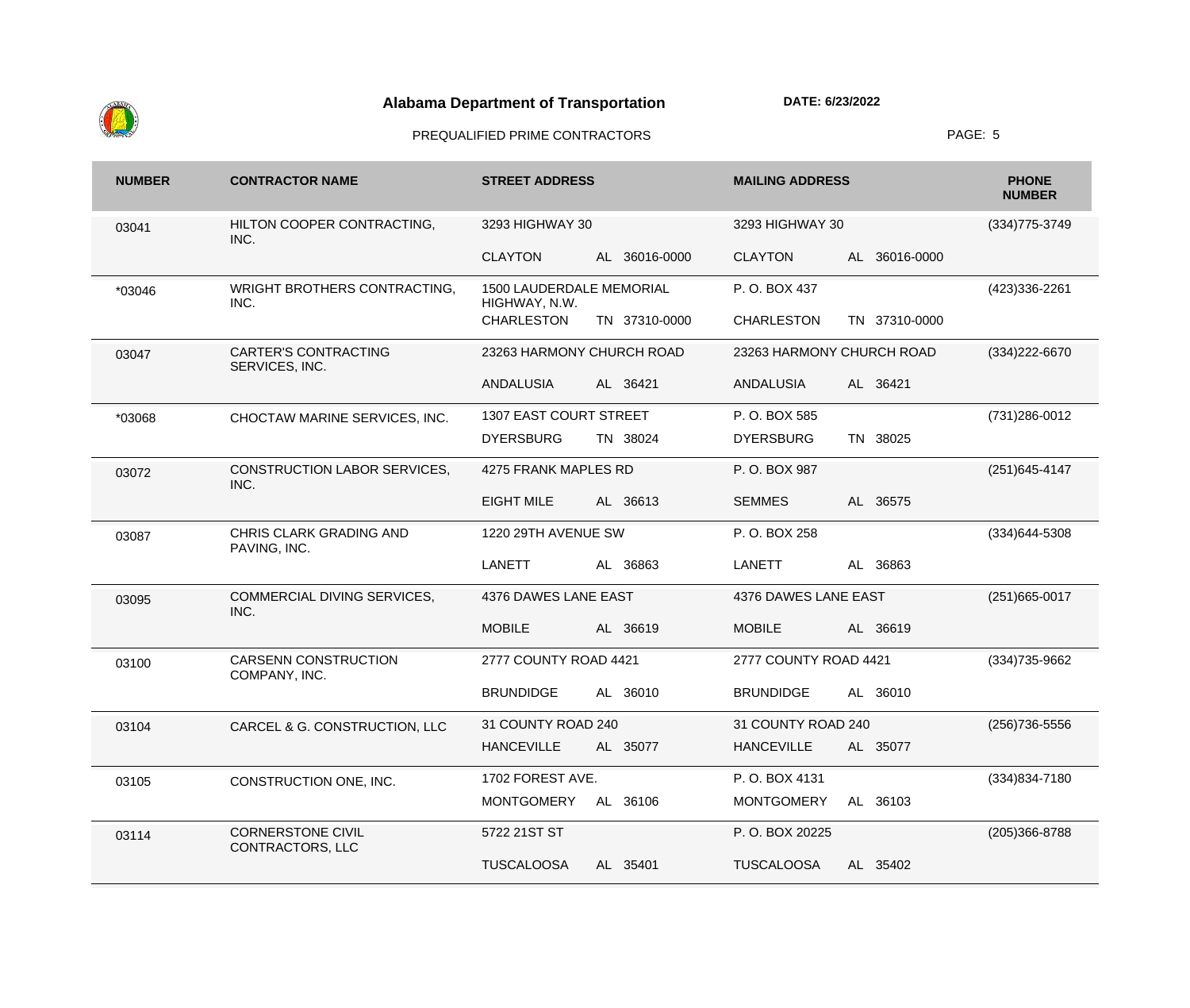**Alabama Department of Transportation**

**DATE: 6/23/2022**

PREQUALIFIED PRIME CONTRACTORS

| NUMBER | CONTRACTOR NAME | STREET ADDRESS | MAILING ADDRESS | PHONE NUMBER |
|---|---|---|---|---|
| 03041 | HILTON COOPER CONTRACTING, INC. | 3293 HIGHWAY 30<br>CLAYTON AL 36016-0000 | 3293 HIGHWAY 30<br>CLAYTON AL 36016-0000 | (334)775-3749 |
| *03046 | WRIGHT BROTHERS CONTRACTING, INC. | 1500 LAUDERDALE MEMORIAL HIGHWAY, N.W.<br>CHARLESTON TN 37310-0000 | P. O. BOX 437<br>CHARLESTON TN 37310-0000 | (423)336-2261 |
| 03047 | CARTER'S CONTRACTING SERVICES, INC. | 23263 HARMONY CHURCH ROAD<br>ANDALUSIA AL 36421 | 23263 HARMONY CHURCH ROAD<br>ANDALUSIA AL 36421 | (334)222-6670 |
| *03068 | CHOCTAW MARINE SERVICES, INC. | 1307 EAST COURT STREET<br>DYERSBURG TN 38024 | P. O. BOX 585<br>DYERSBURG TN 38025 | (731)286-0012 |
| 03072 | CONSTRUCTION LABOR SERVICES, INC. | 4275 FRANK MAPLES RD<br>EIGHT MILE AL 36613 | P. O. BOX 987<br>SEMMES AL 36575 | (251)645-4147 |
| 03087 | CHRIS CLARK GRADING AND PAVING, INC. | 1220 29TH AVENUE SW<br>LANETT AL 36863 | P. O. BOX 258<br>LANETT AL 36863 | (334)644-5308 |
| 03095 | COMMERCIAL DIVING SERVICES, INC. | 4376 DAWES LANE EAST<br>MOBILE AL 36619 | 4376 DAWES LANE EAST<br>MOBILE AL 36619 | (251)665-0017 |
| 03100 | CARSENN CONSTRUCTION COMPANY, INC. | 2777 COUNTY ROAD 4421<br>BRUNDIDGE AL 36010 | 2777 COUNTY ROAD 4421<br>BRUNDIDGE AL 36010 | (334)735-9662 |
| 03104 | CARCEL & G. CONSTRUCTION, LLC | 31 COUNTY ROAD 240<br>HANCEVILLE AL 35077 | 31 COUNTY ROAD 240<br>HANCEVILLE AL 35077 | (256)736-5556 |
| 03105 | CONSTRUCTION ONE, INC. | 1702 FOREST AVE.<br>MONTGOMERY AL 36106 | P. O. BOX 4131<br>MONTGOMERY AL 36103 | (334)834-7180 |
| 03114 | CORNERSTONE CIVIL CONTRACTORS, LLC | 5722 21ST ST<br>TUSCALOOSA AL 35401 | P. O. BOX 20225<br>TUSCALOOSA AL 35402 | (205)366-8788 |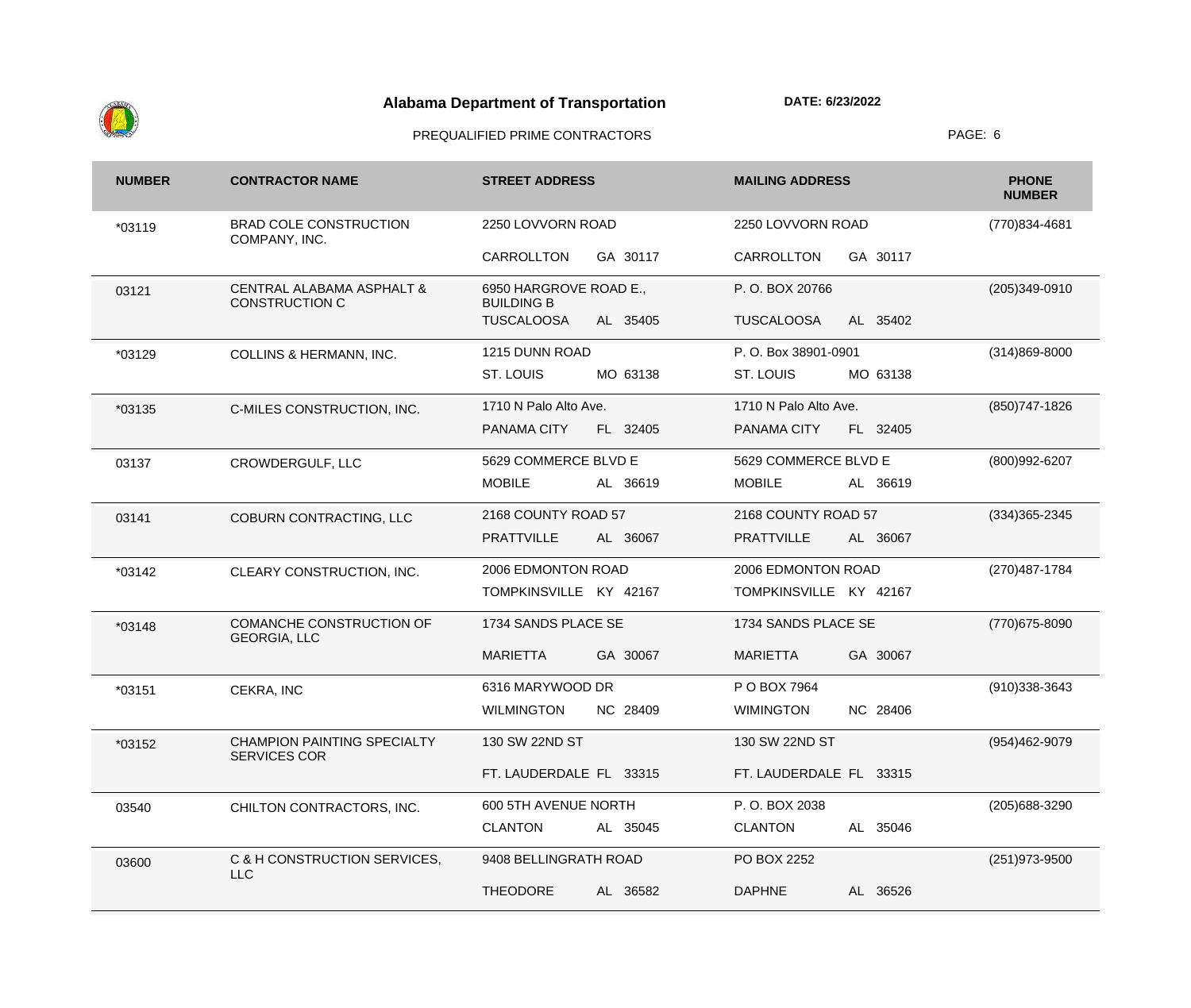# Alabama Department of Transportation

DATE: 6/23/2022

PREQUALIFIED PRIME CONTRACTORS

| NUMBER | CONTRACTOR NAME | STREET ADDRESS | MAILING ADDRESS | PHONE NUMBER |
|---|---|---|---|---|
| *03119 | BRAD COLE CONSTRUCTION COMPANY, INC. | 2250 LOVVORN ROAD<br>CARROLLTON GA 30117 | 2250 LOVVORN ROAD<br>CARROLLTON GA 30117 | (770)834-4681 |
| 03121 | CENTRAL ALABAMA ASPHALT & CONSTRUCTION C | 6950 HARGROVE ROAD E., BUILDING B<br>TUSCALOOSA AL 35405 | P. O. BOX 20766<br>TUSCALOOSA AL 35402 | (205)349-0910 |
| *03129 | COLLINS & HERMANN, INC. | 1215 DUNN ROAD<br>ST. LOUIS MO 63138 | P. O. Box 38901-0901<br>ST. LOUIS MO 63138 | (314)869-8000 |
| *03135 | C-MILES CONSTRUCTION, INC. | 1710 N Palo Alto Ave.<br>PANAMA CITY FL 32405 | 1710 N Palo Alto Ave.<br>PANAMA CITY FL 32405 | (850)747-1826 |
| 03137 | CROWDERGULF, LLC | 5629 COMMERCE BLVD E<br>MOBILE AL 36619 | 5629 COMMERCE BLVD E<br>MOBILE AL 36619 | (800)992-6207 |
| 03141 | COBURN CONTRACTING, LLC | 2168 COUNTY ROAD 57<br>PRATTVILLE AL 36067 | 2168 COUNTY ROAD 57<br>PRATTVILLE AL 36067 | (334)365-2345 |
| *03142 | CLEARY CONSTRUCTION, INC. | 2006 EDMONTON ROAD<br>TOMPKINSVILLE KY 42167 | 2006 EDMONTON ROAD<br>TOMPKINSVILLE KY 42167 | (270)487-1784 |
| *03148 | COMANCHE CONSTRUCTION OF GEORGIA, LLC | 1734 SANDS PLACE SE<br>MARIETTA GA 30067 | 1734 SANDS PLACE SE<br>MARIETTA GA 30067 | (770)675-8090 |
| *03151 | CEKRA, INC | 6316 MARYWOOD DR<br>WILMINGTON NC 28409 | P O BOX 7964<br>WIMINGTON NC 28406 | (910)338-3643 |
| *03152 | CHAMPION PAINTING SPECIALTY SERVICES COR | 130 SW 22ND ST<br>FT. LAUDERDALE FL 33315 | 130 SW 22ND ST<br>FT. LAUDERDALE FL 33315 | (954)462-9079 |
| 03540 | CHILTON CONTRACTORS, INC. | 600 5TH AVENUE NORTH<br>CLANTON AL 35045 | P. O. BOX 2038<br>CLANTON AL 35046 | (205)688-3290 |
| 03600 | C & H CONSTRUCTION SERVICES, LLC | 9408 BELLINGRATH ROAD<br>THEODORE AL 36582 | PO BOX 2252<br>DAPHNE AL 36526 | (251)973-9500 |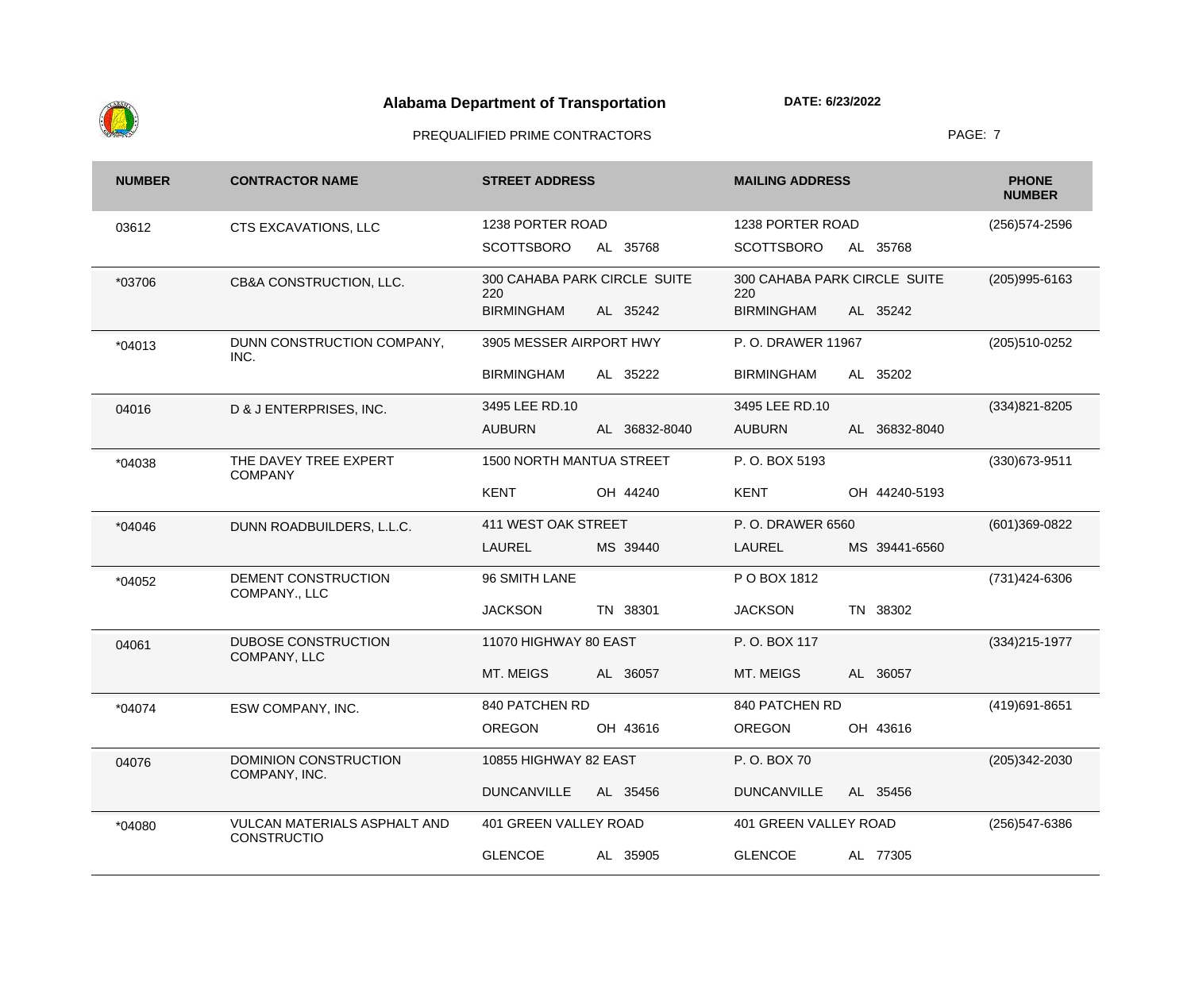**Alabama Department of Transportation** **DATE: 6/23/2022**

PREQUALIFIED PRIME CONTRACTORS

| NUMBER | CONTRACTOR NAME | STREET ADDRESS | MAILING ADDRESS | PHONE NUMBER |
|---|---|---|---|---|
| 03612 | CTS EXCAVATIONS, LLC | 1238 PORTER ROAD<br>SCOTTSBORO AL 35768 | 1238 PORTER ROAD<br>SCOTTSBORO AL 35768 | (256)574-2596 |
| *03706 | CB&A CONSTRUCTION, LLC. | 300 CAHABA PARK CIRCLE SUITE 220<br>BIRMINGHAM AL 35242 | 300 CAHABA PARK CIRCLE SUITE 220<br>BIRMINGHAM AL 35242 | (205)995-6163 |
| *04013 | DUNN CONSTRUCTION COMPANY, INC. | 3905 MESSER AIRPORT HWY<br>BIRMINGHAM AL 35222 | P. O. DRAWER 11967<br>BIRMINGHAM AL 35202 | (205)510-0252 |
| 04016 | D & J ENTERPRISES, INC. | 3495 LEE RD.10<br>AUBURN AL 36832-8040 | 3495 LEE RD.10<br>AUBURN AL 36832-8040 | (334)821-8205 |
| *04038 | THE DAVEY TREE EXPERT COMPANY | 1500 NORTH MANTUA STREET<br>KENT OH 44240 | P. O. BOX 5193<br>KENT OH 44240-5193 | (330)673-9511 |
| *04046 | DUNN ROADBUILDERS, L.L.C. | 411 WEST OAK STREET<br>LAUREL MS 39440 | P. O. DRAWER 6560<br>LAUREL MS 39441-6560 | (601)369-0822 |
| *04052 | DEMENT CONSTRUCTION COMPANY., LLC | 96 SMITH LANE<br>JACKSON TN 38301 | P O BOX 1812<br>JACKSON TN 38302 | (731)424-6306 |
| 04061 | DUBOSE CONSTRUCTION COMPANY, LLC | 11070 HIGHWAY 80 EAST<br>MT. MEIGS AL 36057 | P. O. BOX 117<br>MT. MEIGS AL 36057 | (334)215-1977 |
| *04074 | ESW COMPANY, INC. | 840 PATCHEN RD<br>OREGON OH 43616 | 840 PATCHEN RD<br>OREGON OH 43616 | (419)691-8651 |
| 04076 | DOMINION CONSTRUCTION COMPANY, INC. | 10855 HIGHWAY 82 EAST<br>DUNCANVILLE AL 35456 | P. O. BOX 70<br>DUNCANVILLE AL 35456 | (205)342-2030 |
| *04080 | VULCAN MATERIALS ASPHALT AND CONSTRUCTIO | 401 GREEN VALLEY ROAD<br>GLENCOE AL 35905 | 401 GREEN VALLEY ROAD<br>GLENCOE AL 77305 | (256)547-6386 |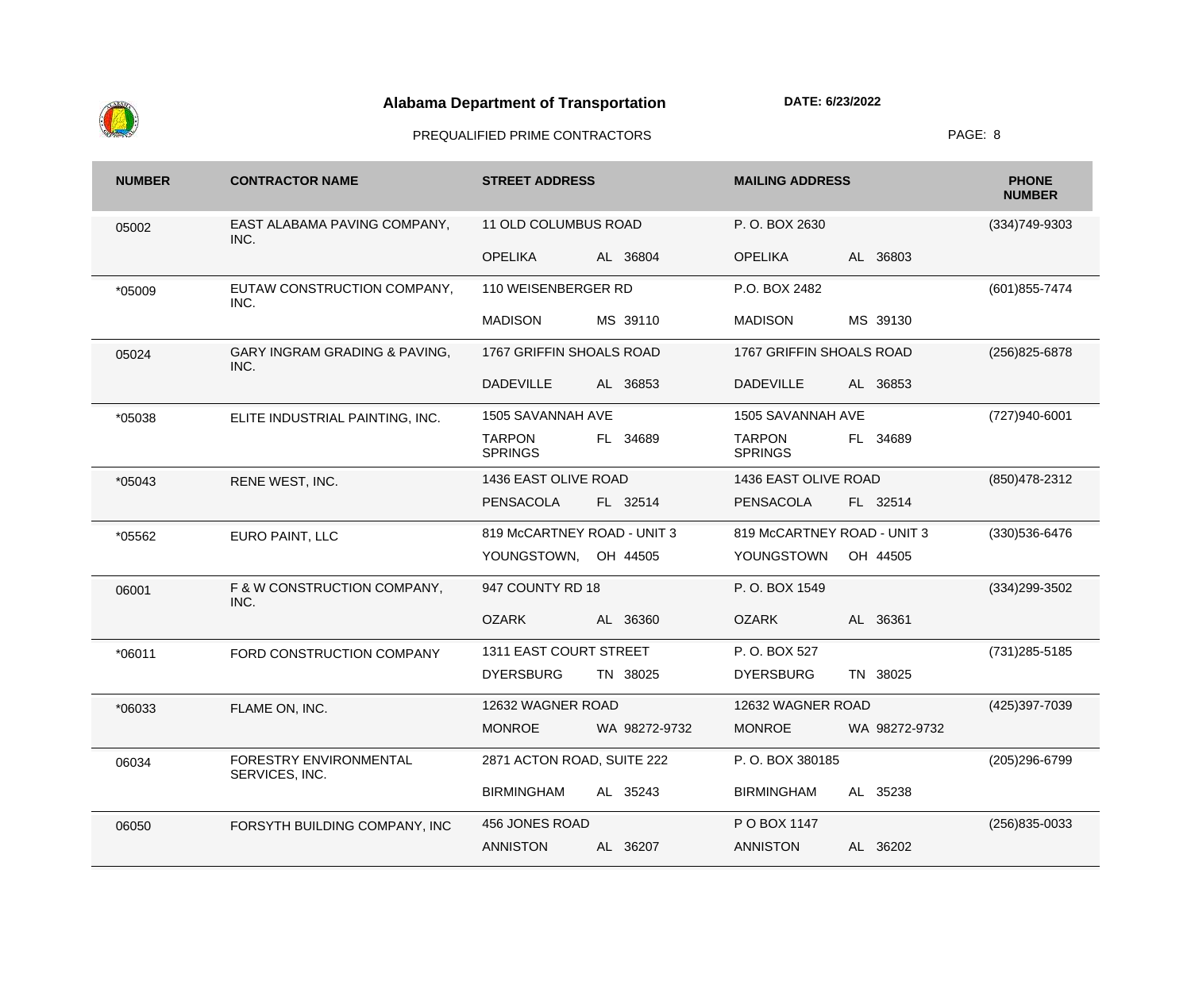**Alabama Department of Transportation**

**DATE: 6/23/2022**

PREQUALIFIED PRIME CONTRACTORS

| NUMBER | CONTRACTOR NAME | STREET ADDRESS | MAILING ADDRESS | PHONE NUMBER |
|---|---|---|---|---|
| 05002 | EAST ALABAMA PAVING COMPANY, INC. | 11 OLD COLUMBUS ROAD OPELIKA AL 36804 | P. O. BOX 2630 OPELIKA AL 36803 | (334)749-9303 |
| *05009 | EUTAW CONSTRUCTION COMPANY, INC. | 110 WEISENBERGER RD MADISON MS 39110 | P.O. BOX 2482 MADISON MS 39130 | (601)855-7474 |
| 05024 | GARY INGRAM GRADING & PAVING, INC. | 1767 GRIFFIN SHOALS ROAD DADEVILLE AL 36853 | 1767 GRIFFIN SHOALS ROAD DADEVILLE AL 36853 | (256)825-6878 |
| *05038 | ELITE INDUSTRIAL PAINTING, INC. | 1505 SAVANNAH AVE TARPON SPRINGS FL 34689 | 1505 SAVANNAH AVE TARPON SPRINGS FL 34689 | (727)940-6001 |
| *05043 | RENE WEST, INC. | 1436 EAST OLIVE ROAD PENSACOLA FL 32514 | 1436 EAST OLIVE ROAD PENSACOLA FL 32514 | (850)478-2312 |
| *05562 | EURO PAINT, LLC | 819 McCARTNEY ROAD - UNIT 3 YOUNGSTOWN, OH 44505 | 819 McCARTNEY ROAD - UNIT 3 YOUNGSTOWN OH 44505 | (330)536-6476 |
| 06001 | F & W CONSTRUCTION COMPANY, INC. | 947 COUNTY RD 18 OZARK AL 36360 | P. O. BOX 1549 OZARK AL 36361 | (334)299-3502 |
| *06011 | FORD CONSTRUCTION COMPANY | 1311 EAST COURT STREET DYERSBURG TN 38025 | P. O. BOX 527 DYERSBURG TN 38025 | (731)285-5185 |
| *06033 | FLAME ON, INC. | 12632 WAGNER ROAD MONROE WA 98272-9732 | 12632 WAGNER ROAD MONROE WA 98272-9732 | (425)397-7039 |
| 06034 | FORESTRY ENVIRONMENTAL SERVICES, INC. | 2871 ACTON ROAD, SUITE 222 BIRMINGHAM AL 35243 | P. O. BOX 380185 BIRMINGHAM AL 35238 | (205)296-6799 |
| 06050 | FORSYTH BUILDING COMPANY, INC | 456 JONES ROAD ANNISTON AL 36207 | P O BOX 1147 ANNISTON AL 36202 | (256)835-0033 |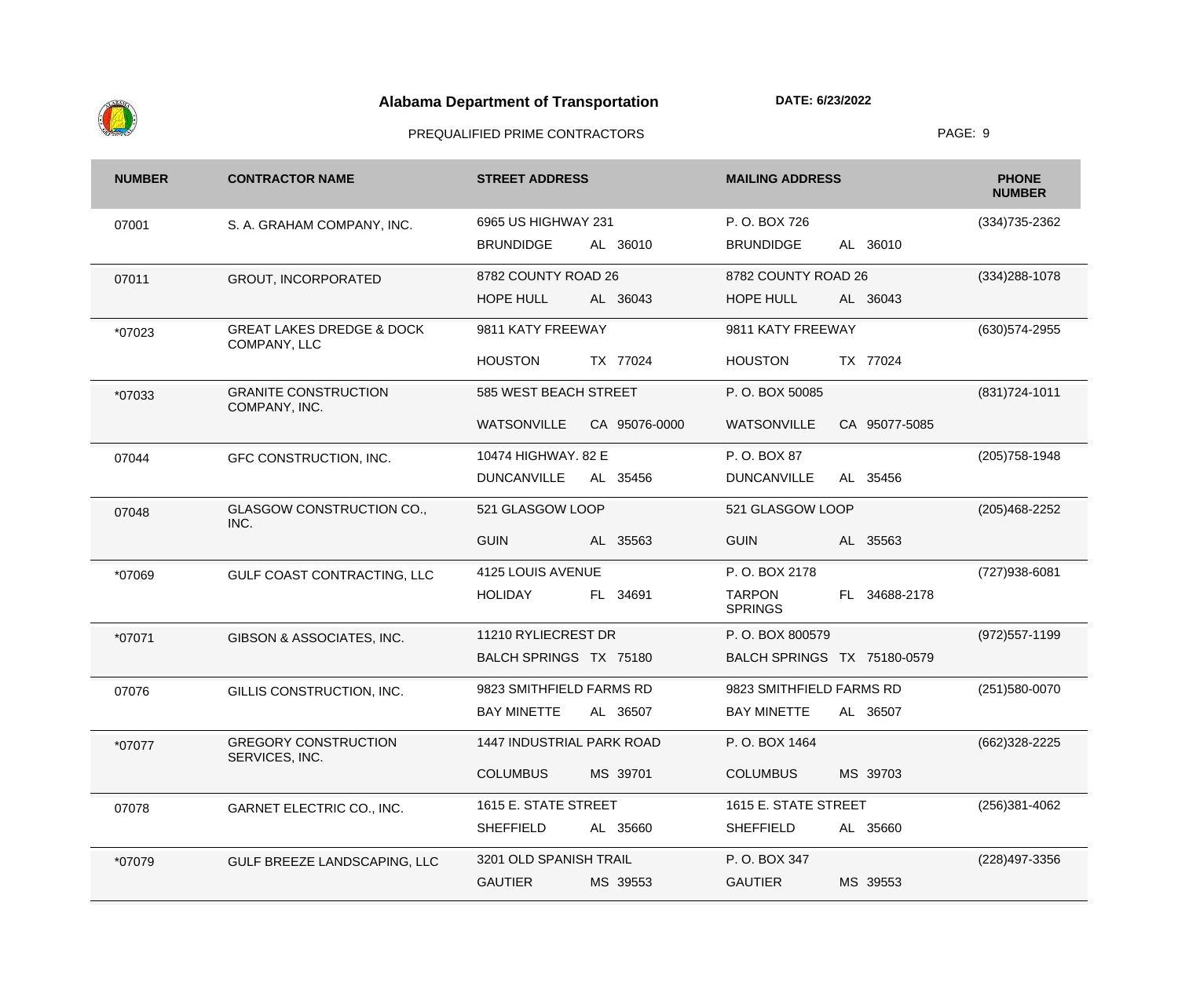# Alabama Department of Transportation

**DATE: 6/23/2022**

PREQUALIFIED PRIME CONTRACTORS

| NUMBER | CONTRACTOR NAME | STREET ADDRESS | MAILING ADDRESS | PHONE NUMBER |
|---|---|---|---|---|
| 07001 | S. A. GRAHAM COMPANY, INC. | 6965 US HIGHWAY 231<br>BRUNDIDGE AL 36010 | P. O. BOX 726<br>BRUNDIDGE AL 36010 | (334)735-2362 |
| 07011 | GROUT, INCORPORATED | 8782 COUNTY ROAD 26<br>HOPE HULL AL 36043 | 8782 COUNTY ROAD 26<br>HOPE HULL AL 36043 | (334)288-1078 |
| *07023 | GREAT LAKES DREDGE & DOCK COMPANY, LLC | 9811 KATY FREEWAY<br>HOUSTON TX 77024 | 9811 KATY FREEWAY<br>HOUSTON TX 77024 | (630)574-2955 |
| *07033 | GRANITE CONSTRUCTION COMPANY, INC. | 585 WEST BEACH STREET<br>WATSONVILLE CA 95076-0000 | P. O. BOX 50085<br>WATSONVILLE CA 95077-5085 | (831)724-1011 |
| 07044 | GFC CONSTRUCTION, INC. | 10474 HIGHWAY. 82 E<br>DUNCANVILLE AL 35456 | P. O. BOX 87<br>DUNCANVILLE AL 35456 | (205)758-1948 |
| 07048 | GLASGOW CONSTRUCTION CO., INC. | 521 GLASGOW LOOP<br>GUIN AL 35563 | 521 GLASGOW LOOP<br>GUIN AL 35563 | (205)468-2252 |
| *07069 | GULF COAST CONTRACTING, LLC | 4125 LOUIS AVENUE<br>HOLIDAY FL 34691 | P. O. BOX 2178<br>TARPON SPRINGS FL 34688-2178 | (727)938-6081 |
| *07071 | GIBSON & ASSOCIATES, INC. | 11210 RYLIECREST DR<br>BALCH SPRINGS TX 75180 | P. O. BOX 800579<br>BALCH SPRINGS TX 75180-0579 | (972)557-1199 |
| 07076 | GILLIS CONSTRUCTION, INC. | 9823 SMITHFIELD FARMS RD<br>BAY MINETTE AL 36507 | 9823 SMITHFIELD FARMS RD<br>BAY MINETTE AL 36507 | (251)580-0070 |
| *07077 | GREGORY CONSTRUCTION SERVICES, INC. | 1447 INDUSTRIAL PARK ROAD<br>COLUMBUS MS 39701 | P. O. BOX 1464<br>COLUMBUS MS 39703 | (662)328-2225 |
| 07078 | GARNET ELECTRIC CO., INC. | 1615 E. STATE STREET<br>SHEFFIELD AL 35660 | 1615 E. STATE STREET<br>SHEFFIELD AL 35660 | (256)381-4062 |
| *07079 | GULF BREEZE LANDSCAPING, LLC | 3201 OLD SPANISH TRAIL<br>GAUTIER MS 39553 | P. O. BOX 347<br>GAUTIER MS 39553 | (228)497-3356 |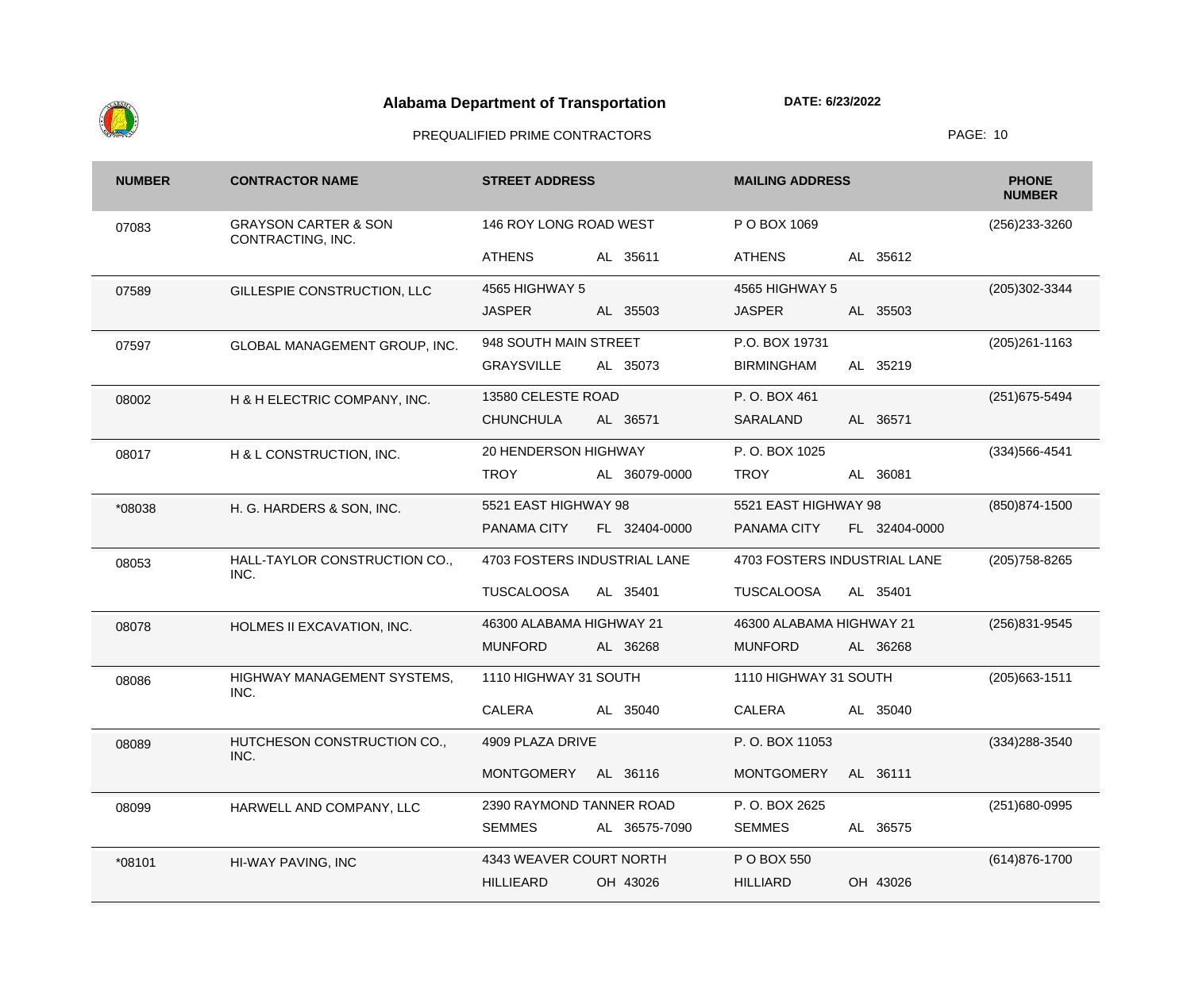# Alabama Department of Transportation

**DATE: 6/23/2022**

PREQUALIFIED PRIME CONTRACTORS

| NUMBER | CONTRACTOR NAME | STREET ADDRESS | MAILING ADDRESS | PHONE NUMBER |
|---|---|---|---|---|
| 07083 | GRAYSON CARTER & SON CONTRACTING, INC. | 146 ROY LONG ROAD WEST<br>ATHENS AL 35611 | P O BOX 1069<br>ATHENS AL 35612 | (256)233-3260 |
| 07589 | GILLESPIE CONSTRUCTION, LLC | 4565 HIGHWAY 5<br>JASPER AL 35503 | 4565 HIGHWAY 5<br>JASPER AL 35503 | (205)302-3344 |
| 07597 | GLOBAL MANAGEMENT GROUP, INC. | 948 SOUTH MAIN STREET<br>GRAYSVILLE AL 35073 | P.O. BOX 19731<br>BIRMINGHAM AL 35219 | (205)261-1163 |
| 08002 | H & H ELECTRIC COMPANY, INC. | 13580 CELESTE ROAD<br>CHUNCHULA AL 36571 | P. O. BOX 461<br>SARALAND AL 36571 | (251)675-5494 |
| 08017 | H & L CONSTRUCTION, INC. | 20 HENDERSON HIGHWAY<br>TROY AL 36079-0000 | P. O. BOX 1025<br>TROY AL 36081 | (334)566-4541 |
| *08038 | H. G. HARDERS & SON, INC. | 5521 EAST HIGHWAY 98<br>PANAMA CITY FL 32404-0000 | 5521 EAST HIGHWAY 98<br>PANAMA CITY FL 32404-0000 | (850)874-1500 |
| 08053 | HALL-TAYLOR CONSTRUCTION CO., INC. | 4703 FOSTERS INDUSTRIAL LANE<br>TUSCALOOSA AL 35401 | 4703 FOSTERS INDUSTRIAL LANE<br>TUSCALOOSA AL 35401 | (205)758-8265 |
| 08078 | HOLMES II EXCAVATION, INC. | 46300 ALABAMA HIGHWAY 21<br>MUNFORD AL 36268 | 46300 ALABAMA HIGHWAY 21<br>MUNFORD AL 36268 | (256)831-9545 |
| 08086 | HIGHWAY MANAGEMENT SYSTEMS, INC. | 1110 HIGHWAY 31 SOUTH<br>CALERA AL 35040 | 1110 HIGHWAY 31 SOUTH<br>CALERA AL 35040 | (205)663-1511 |
| 08089 | HUTCHESON CONSTRUCTION CO., INC. | 4909 PLAZA DRIVE<br>MONTGOMERY AL 36116 | P. O. BOX 11053<br>MONTGOMERY AL 36111 | (334)288-3540 |
| 08099 | HARWELL AND COMPANY, LLC | 2390 RAYMOND TANNER ROAD<br>SEMMES AL 36575-7090 | P. O. BOX 2625<br>SEMMES AL 36575 | (251)680-0995 |
| *08101 | HI-WAY PAVING, INC | 4343 WEAVER COURT NORTH<br>HILLIEARD OH 43026 | P O BOX 550<br>HILLIARD OH 43026 | (614)876-1700 |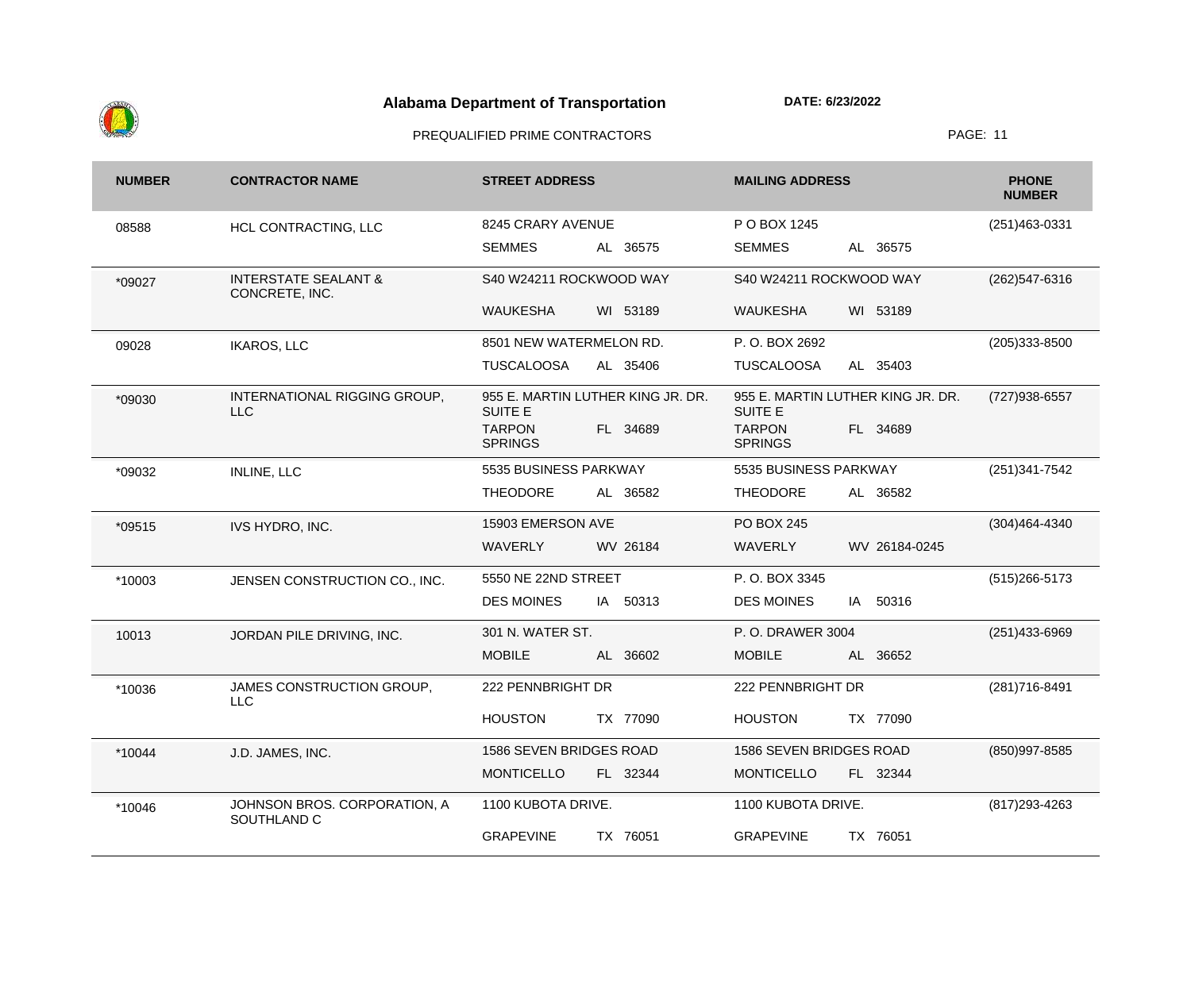# Alabama Department of Transportation

**DATE: 6/23/2022**

PREQUALIFIED PRIME CONTRACTORS

| NUMBER | CONTRACTOR NAME | STREET ADDRESS | MAILING ADDRESS | PHONE NUMBER |
|---|---|---|---|---|
| 08588 | HCL CONTRACTING, LLC | 8245 CRARY AVENUE<br>SEMMES AL 36575 | P O BOX 1245<br>SEMMES AL 36575 | (251)463-0331 |
| *09027 | INTERSTATE SEALANT & CONCRETE, INC. | S40 W24211 ROCKWOOD WAY<br>WAUKESHA WI 53189 | S40 W24211 ROCKWOOD WAY<br>WAUKESHA WI 53189 | (262)547-6316 |
| 09028 | IKAROS, LLC | 8501 NEW WATERMELON RD.<br>TUSCALOOSA AL 35406 | P. O. BOX 2692<br>TUSCALOOSA AL 35403 | (205)333-8500 |
| *09030 | INTERNATIONAL RIGGING GROUP, LLC | 955 E. MARTIN LUTHER KING JR. DR. SUITE E<br>TARPON SPRINGS FL 34689 | 955 E. MARTIN LUTHER KING JR. DR. SUITE E<br>TARPON SPRINGS FL 34689 | (727)938-6557 |
| *09032 | INLINE, LLC | 5535 BUSINESS PARKWAY<br>THEODORE AL 36582 | 5535 BUSINESS PARKWAY<br>THEODORE AL 36582 | (251)341-7542 |
| *09515 | IVS HYDRO, INC. | 15903 EMERSON AVE<br>WAVERLY WV 26184 | PO BOX 245<br>WAVERLY WV 26184-0245 | (304)464-4340 |
| *10003 | JENSEN CONSTRUCTION CO., INC. | 5550 NE 22ND STREET<br>DES MOINES IA 50313 | P. O. BOX 3345<br>DES MOINES IA 50316 | (515)266-5173 |
| 10013 | JORDAN PILE DRIVING, INC. | 301 N. WATER ST.<br>MOBILE AL 36602 | P. O. DRAWER 3004<br>MOBILE AL 36652 | (251)433-6969 |
| *10036 | JAMES CONSTRUCTION GROUP, LLC | 222 PENNBRIGHT DR<br>HOUSTON TX 77090 | 222 PENNBRIGHT DR<br>HOUSTON TX 77090 | (281)716-8491 |
| *10044 | J.D. JAMES, INC. | 1586 SEVEN BRIDGES ROAD<br>MONTICELLO FL 32344 | 1586 SEVEN BRIDGES ROAD<br>MONTICELLO FL 32344 | (850)997-8585 |
| *10046 | JOHNSON BROS. CORPORATION, A SOUTHLAND C | 1100 KUBOTA DRIVE.<br>GRAPEVINE TX 76051 | 1100 KUBOTA DRIVE.<br>GRAPEVINE TX 76051 | (817)293-4263 |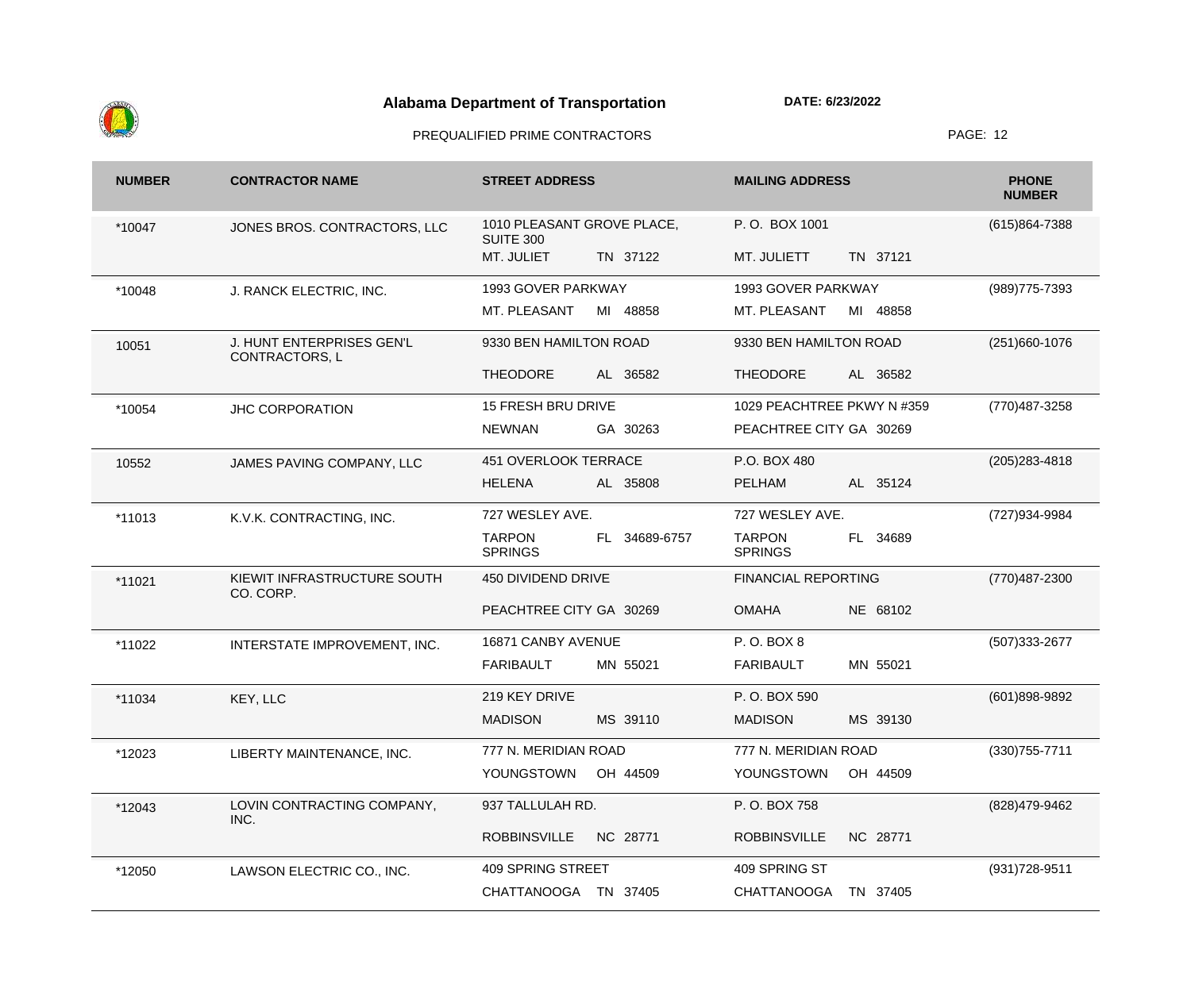## Alabama Department of Transportation

**DATE: 6/23/2022**

PREQUALIFIED PRIME CONTRACTORS

| NUMBER | CONTRACTOR NAME | STREET ADDRESS | MAILING ADDRESS | PHONE NUMBER |
|---|---|---|---|---|
| *10047 | JONES BROS. CONTRACTORS, LLC | 1010 PLEASANT GROVE PLACE, SUITE 300<br>MT. JULIET TN 37122 | P. O. BOX 1001<br>MT. JULIETT TN 37121 | (615)864-7388 |
| *10048 | J. RANCK ELECTRIC, INC. | 1993 GOVER PARKWAY<br>MT. PLEASANT MI 48858 | 1993 GOVER PARKWAY<br>MT. PLEASANT MI 48858 | (989)775-7393 |
| 10051 | J. HUNT ENTERPRISES GEN'L CONTRACTORS, L | 9330 BEN HAMILTON ROAD<br>THEODORE AL 36582 | 9330 BEN HAMILTON ROAD<br>THEODORE AL 36582 | (251)660-1076 |
| *10054 | JHC CORPORATION | 15 FRESH BRU DRIVE<br>NEWNAN GA 30263 | 1029 PEACHTREE PKWY N #359<br>PEACHTREE CITY GA 30269 | (770)487-3258 |
| 10552 | JAMES PAVING COMPANY, LLC | 451 OVERLOOK TERRACE<br>HELENA AL 35808 | P.O. BOX 480<br>PELHAM AL 35124 | (205)283-4818 |
| *11013 | K.V.K. CONTRACTING, INC. | 727 WESLEY AVE.<br>TARPON SPRINGS FL 34689-6757 | 727 WESLEY AVE.<br>TARPON SPRINGS FL 34689 | (727)934-9984 |
| *11021 | KIEWIT INFRASTRUCTURE SOUTH CO. CORP. | 450 DIVIDEND DRIVE<br>PEACHTREE CITY GA 30269 | FINANCIAL REPORTING<br>OMAHA NE 68102 | (770)487-2300 |
| *11022 | INTERSTATE IMPROVEMENT, INC. | 16871 CANBY AVENUE<br>FARIBAULT MN 55021 | P. O. BOX 8<br>FARIBAULT MN 55021 | (507)333-2677 |
| *11034 | KEY, LLC | 219 KEY DRIVE<br>MADISON MS 39110 | P. O. BOX 590<br>MADISON MS 39130 | (601)898-9892 |
| *12023 | LIBERTY MAINTENANCE, INC. | 777 N. MERIDIAN ROAD<br>YOUNGSTOWN OH 44509 | 777 N. MERIDIAN ROAD<br>YOUNGSTOWN OH 44509 | (330)755-7711 |
| *12043 | LOVIN CONTRACTING COMPANY, INC. | 937 TALLULAH RD.<br>ROBBINSVILLE NC 28771 | P. O. BOX 758<br>ROBBINSVILLE NC 28771 | (828)479-9462 |
| *12050 | LAWSON ELECTRIC CO., INC. | 409 SPRING STREET<br>CHATTANOOGA TN 37405 | 409 SPRING ST<br>CHATTANOOGA TN 37405 | (931)728-9511 |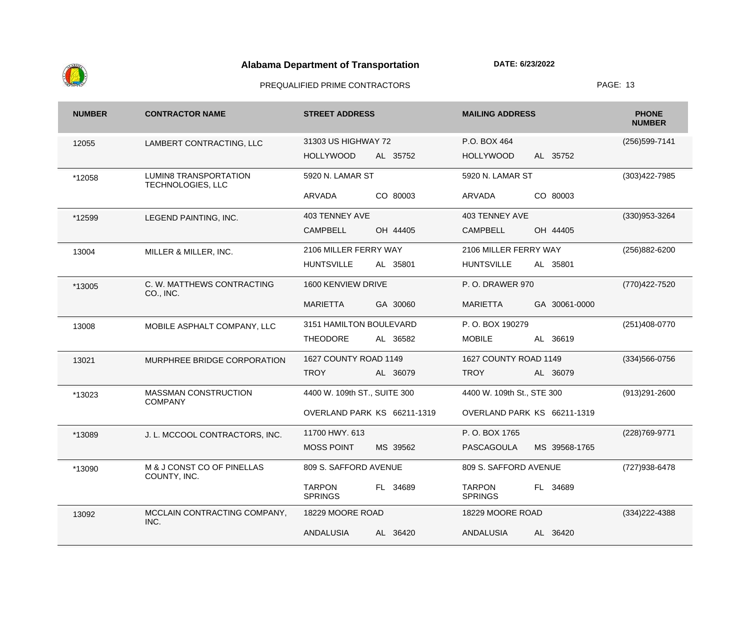# Alabama Department of Transportation

**DATE: 6/23/2022**

PREQUALIFIED PRIME CONTRACTORS

| NUMBER | CONTRACTOR NAME | STREET ADDRESS | MAILING ADDRESS | PHONE NUMBER |
|---|---|---|---|---|
| 12055 | LAMBERT CONTRACTING, LLC | 31303 US HIGHWAY 72<br>HOLLYWOOD AL 35752 | P.O. BOX 464<br>HOLLYWOOD AL 35752 | (256)599-7141 |
| *12058 | LUMIN8 TRANSPORTATION TECHNOLOGIES, LLC | 5920 N. LAMAR ST<br>ARVADA CO 80003 | 5920 N. LAMAR ST<br>ARVADA CO 80003 | (303)422-7985 |
| *12599 | LEGEND PAINTING, INC. | 403 TENNEY AVE<br>CAMPBELL OH 44405 | 403 TENNEY AVE<br>CAMPBELL OH 44405 | (330)953-3264 |
| 13004 | MILLER & MILLER, INC. | 2106 MILLER FERRY WAY<br>HUNTSVILLE AL 35801 | 2106 MILLER FERRY WAY<br>HUNTSVILLE AL 35801 | (256)882-6200 |
| *13005 | C. W. MATTHEWS CONTRACTING CO., INC. | 1600 KENVIEW DRIVE<br>MARIETTA GA 30060 | P. O. DRAWER 970<br>MARIETTA GA 30061-0000 | (770)422-7520 |
| 13008 | MOBILE ASPHALT COMPANY, LLC | 3151 HAMILTON BOULEVARD<br>THEODORE AL 36582 | P. O. BOX 190279<br>MOBILE AL 36619 | (251)408-0770 |
| 13021 | MURPHREE BRIDGE CORPORATION | 1627 COUNTY ROAD 1149<br>TROY AL 36079 | 1627 COUNTY ROAD 1149<br>TROY AL 36079 | (334)566-0756 |
| *13023 | MASSMAN CONSTRUCTION COMPANY | 4400 W. 109th ST., SUITE 300<br>OVERLAND PARK KS 66211-1319 | 4400 W. 109th St., STE 300<br>OVERLAND PARK KS 66211-1319 | (913)291-2600 |
| *13089 | J. L. MCCOOL CONTRACTORS, INC. | 11700 HWY. 613<br>MOSS POINT MS 39562 | P. O. BOX 1765<br>PASCAGOULA MS 39568-1765 | (228)769-9771 |
| *13090 | M & J CONST CO OF PINELLAS COUNTY, INC. | 809 S. SAFFORD AVENUE<br>TARPON SPRINGS FL 34689 | 809 S. SAFFORD AVENUE<br>TARPON SPRINGS FL 34689 | (727)938-6478 |
| 13092 | MCCLAIN CONTRACTING COMPANY, INC. | 18229 MOORE ROAD<br>ANDALUSIA AL 36420 | 18229 MOORE ROAD<br>ANDALUSIA AL 36420 | (334)222-4388 |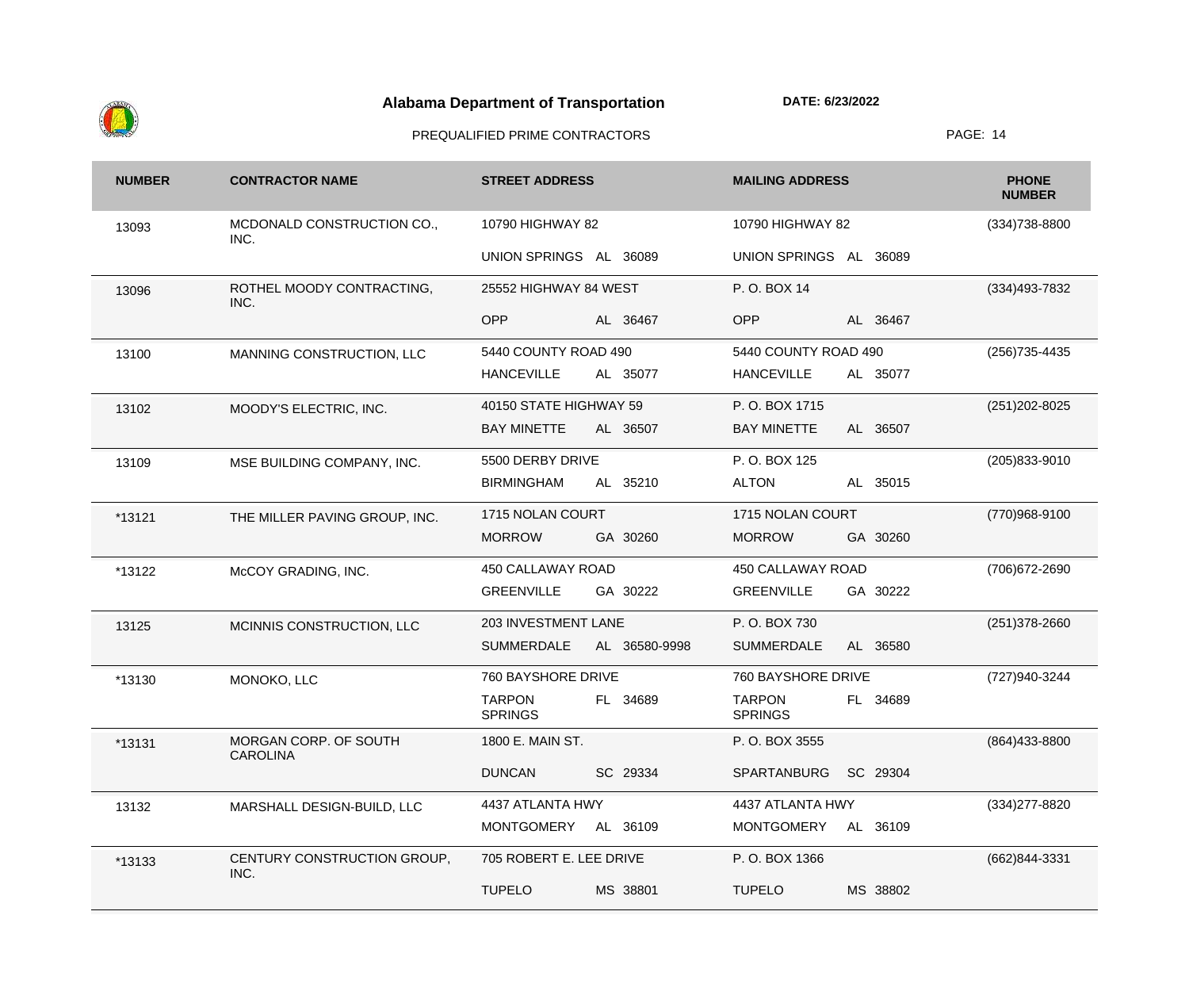# Alabama Department of Transportation

**DATE: 6/23/2022**

PREQUALIFIED PRIME CONTRACTORS

| NUMBER | CONTRACTOR NAME | STREET ADDRESS | MAILING ADDRESS | PHONE NUMBER |
|---|---|---|---|---|
| 13093 | MCDONALD CONSTRUCTION CO., INC. | 10790 HIGHWAY 82<br>UNION SPRINGS AL 36089 | 10790 HIGHWAY 82<br>UNION SPRINGS AL 36089 | (334)738-8800 |
| 13096 | ROTHEL MOODY CONTRACTING, INC. | 25552 HIGHWAY 84 WEST<br>OPP AL 36467 | P. O. BOX 14<br>OPP AL 36467 | (334)493-7832 |
| 13100 | MANNING CONSTRUCTION, LLC | 5440 COUNTY ROAD 490<br>HANCEVILLE AL 35077 | 5440 COUNTY ROAD 490<br>HANCEVILLE AL 35077 | (256)735-4435 |
| 13102 | MOODY'S ELECTRIC, INC. | 40150 STATE HIGHWAY 59<br>BAY MINETTE AL 36507 | P. O. BOX 1715<br>BAY MINETTE AL 36507 | (251)202-8025 |
| 13109 | MSE BUILDING COMPANY, INC. | 5500 DERBY DRIVE<br>BIRMINGHAM AL 35210 | P. O. BOX 125<br>ALTON AL 35015 | (205)833-9010 |
| *13121 | THE MILLER PAVING GROUP, INC. | 1715 NOLAN COURT<br>MORROW GA 30260 | 1715 NOLAN COURT<br>MORROW GA 30260 | (770)968-9100 |
| *13122 | McCOY GRADING, INC. | 450 CALLAWAY ROAD<br>GREENVILLE GA 30222 | 450 CALLAWAY ROAD<br>GREENVILLE GA 30222 | (706)672-2690 |
| 13125 | MCINNIS CONSTRUCTION, LLC | 203 INVESTMENT LANE<br>SUMMERDALE AL 36580-9998 | P. O. BOX 730<br>SUMMERDALE AL 36580 | (251)378-2660 |
| *13130 | MONOKO, LLC | 760 BAYSHORE DRIVE<br>TARPON SPRINGS FL 34689 | 760 BAYSHORE DRIVE<br>TARPON SPRINGS FL 34689 | (727)940-3244 |
| *13131 | MORGAN CORP. OF SOUTH CAROLINA | 1800 E. MAIN ST.<br>DUNCAN SC 29334 | P. O. BOX 3555<br>SPARTANBURG SC 29304 | (864)433-8800 |
| 13132 | MARSHALL DESIGN-BUILD, LLC | 4437 ATLANTA HWY<br>MONTGOMERY AL 36109 | 4437 ATLANTA HWY<br>MONTGOMERY AL 36109 | (334)277-8820 |
| *13133 | CENTURY CONSTRUCTION GROUP, INC. | 705 ROBERT E. LEE DRIVE<br>TUPELO MS 38801 | P. O. BOX 1366<br>TUPELO MS 38802 | (662)844-3331 |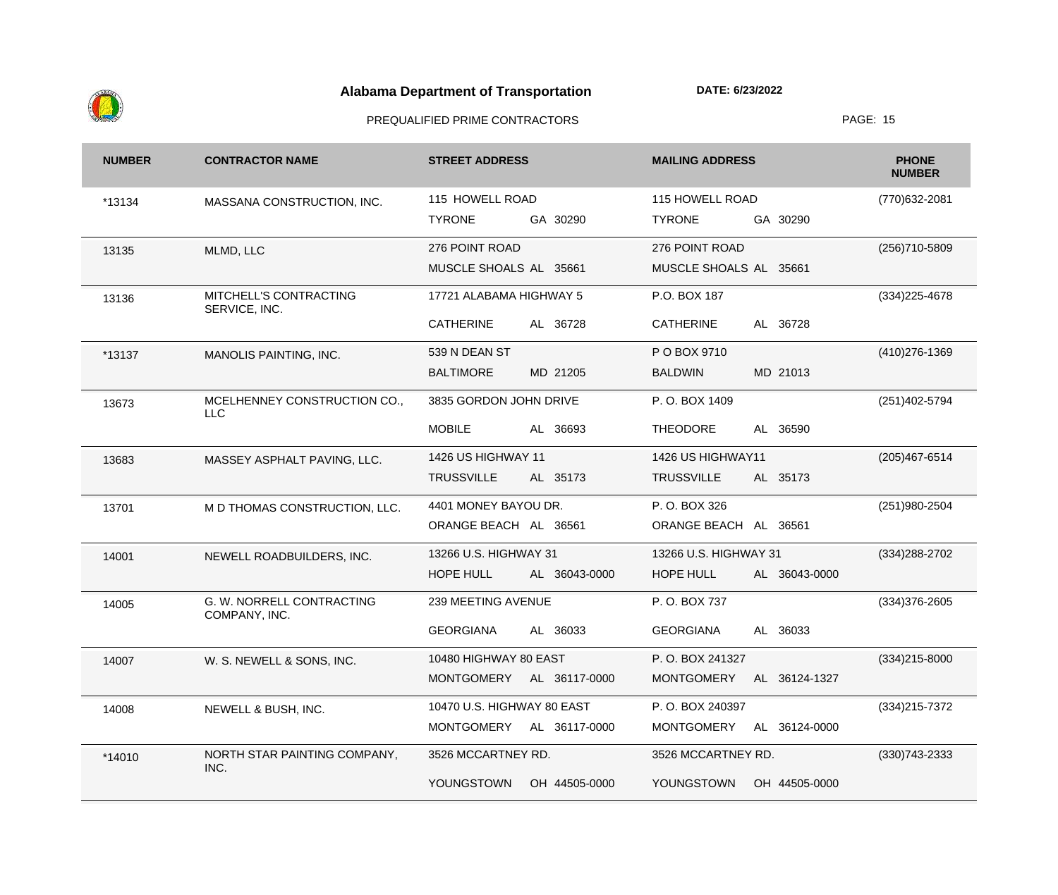# Alabama Department of Transportation

**DATE: 6/23/2022**

PREQUALIFIED PRIME CONTRACTORS

| NUMBER | CONTRACTOR NAME | STREET ADDRESS | MAILING ADDRESS | PHONE NUMBER |
|---|---|---|---|---|
| *13134 | MASSANA CONSTRUCTION, INC. | 115 HOWELL ROAD<br>TYRONE GA 30290 | 115 HOWELL ROAD<br>TYRONE GA 30290 | (770)632-2081 |
| 13135 | MLMD, LLC | 276 POINT ROAD<br>MUSCLE SHOALS AL 35661 | 276 POINT ROAD<br>MUSCLE SHOALS AL 35661 | (256)710-5809 |
| 13136 | MITCHELL'S CONTRACTING SERVICE, INC. | 17721 ALABAMA HIGHWAY 5<br>CATHERINE AL 36728 | P.O. BOX 187<br>CATHERINE AL 36728 | (334)225-4678 |
| *13137 | MANOLIS PAINTING, INC. | 539 N DEAN ST<br>BALTIMORE MD 21205 | P O BOX 9710<br>BALDWIN MD 21013 | (410)276-1369 |
| 13673 | MCELHENNEY CONSTRUCTION CO., LLC | 3835 GORDON JOHN DRIVE<br>MOBILE AL 36693 | P. O. BOX 1409<br>THEODORE AL 36590 | (251)402-5794 |
| 13683 | MASSEY ASPHALT PAVING, LLC. | 1426 US HIGHWAY 11<br>TRUSSVILLE AL 35173 | 1426 US HIGHWAY11<br>TRUSSVILLE AL 35173 | (205)467-6514 |
| 13701 | M D THOMAS CONSTRUCTION, LLC. | 4401 MONEY BAYOU DR.<br>ORANGE BEACH AL 36561 | P. O. BOX 326<br>ORANGE BEACH AL 36561 | (251)980-2504 |
| 14001 | NEWELL ROADBUILDERS, INC. | 13266 U.S. HIGHWAY 31<br>HOPE HULL AL 36043-0000 | 13266 U.S. HIGHWAY 31<br>HOPE HULL AL 36043-0000 | (334)288-2702 |
| 14005 | G. W. NORRELL CONTRACTING COMPANY, INC. | 239 MEETING AVENUE<br>GEORGIANA AL 36033 | P. O. BOX 737<br>GEORGIANA AL 36033 | (334)376-2605 |
| 14007 | W. S. NEWELL & SONS, INC. | 10480 HIGHWAY 80 EAST<br>MONTGOMERY AL 36117-0000 | P. O. BOX 241327<br>MONTGOMERY AL 36124-1327 | (334)215-8000 |
| 14008 | NEWELL & BUSH, INC. | 10470 U.S. HIGHWAY 80 EAST<br>MONTGOMERY AL 36117-0000 | P. O. BOX 240397<br>MONTGOMERY AL 36124-0000 | (334)215-7372 |
| *14010 | NORTH STAR PAINTING COMPANY, INC. | 3526 MCCARTNEY RD.<br>YOUNGSTOWN OH 44505-0000 | 3526 MCCARTNEY RD.<br>YOUNGSTOWN OH 44505-0000 | (330)743-2333 |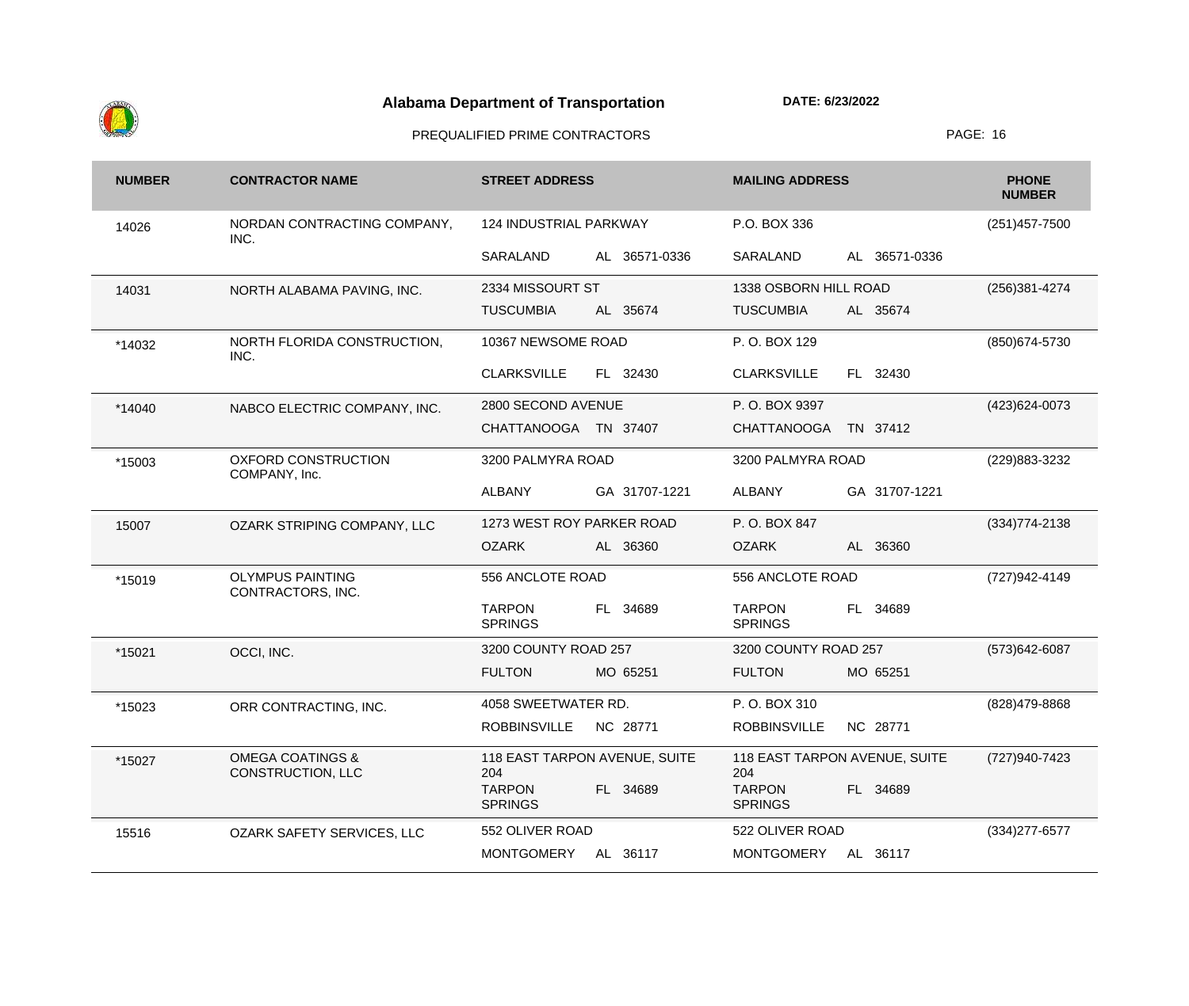# Alabama Department of Transportation

**DATE: 6/23/2022**

PREQUALIFIED PRIME CONTRACTORS

| NUMBER | CONTRACTOR NAME | STREET ADDRESS | MAILING ADDRESS | PHONE NUMBER |
|---|---|---|---|---|
| 14026 | NORDAN CONTRACTING COMPANY, INC. | 124 INDUSTRIAL PARKWAY<br>SARALAND AL 36571-0336 | P.O. BOX 336<br>SARALAND AL 36571-0336 | (251)457-7500 |
| 14031 | NORTH ALABAMA PAVING, INC. | 2334 MISSOURT ST<br>TUSCUMBIA AL 35674 | 1338 OSBORN HILL ROAD<br>TUSCUMBIA AL 35674 | (256)381-4274 |
| *14032 | NORTH FLORIDA CONSTRUCTION, INC. | 10367 NEWSOME ROAD<br>CLARKSVILLE FL 32430 | P. O. BOX 129<br>CLARKSVILLE FL 32430 | (850)674-5730 |
| *14040 | NABCO ELECTRIC COMPANY, INC. | 2800 SECOND AVENUE<br>CHATTANOOGA TN 37407 | P. O. BOX 9397<br>CHATTANOOGA TN 37412 | (423)624-0073 |
| *15003 | OXFORD CONSTRUCTION COMPANY, Inc. | 3200 PALMYRA ROAD<br>ALBANY GA 31707-1221 | 3200 PALMYRA ROAD<br>ALBANY GA 31707-1221 | (229)883-3232 |
| 15007 | OZARK STRIPING COMPANY, LLC | 1273 WEST ROY PARKER ROAD<br>OZARK AL 36360 | P. O. BOX 847<br>OZARK AL 36360 | (334)774-2138 |
| *15019 | OLYMPUS PAINTING CONTRACTORS, INC. | 556 ANCLOTE ROAD<br>TARPON SPRINGS FL 34689 | 556 ANCLOTE ROAD<br>TARPON SPRINGS FL 34689 | (727)942-4149 |
| *15021 | OCCI, INC. | 3200 COUNTY ROAD 257<br>FULTON MO 65251 | 3200 COUNTY ROAD 257<br>FULTON MO 65251 | (573)642-6087 |
| *15023 | ORR CONTRACTING, INC. | 4058 SWEETWATER RD.<br>ROBBINSVILLE NC 28771 | P. O. BOX 310<br>ROBBINSVILLE NC 28771 | (828)479-8868 |
| *15027 | OMEGA COATINGS & CONSTRUCTION, LLC | 118 EAST TARPON AVENUE, SUITE 204<br>TARPON SPRINGS FL 34689 | 118 EAST TARPON AVENUE, SUITE 204<br>TARPON SPRINGS FL 34689 | (727)940-7423 |
| 15516 | OZARK SAFETY SERVICES, LLC | 552 OLIVER ROAD<br>MONTGOMERY AL 36117 | 522 OLIVER ROAD<br>MONTGOMERY AL 36117 | (334)277-6577 |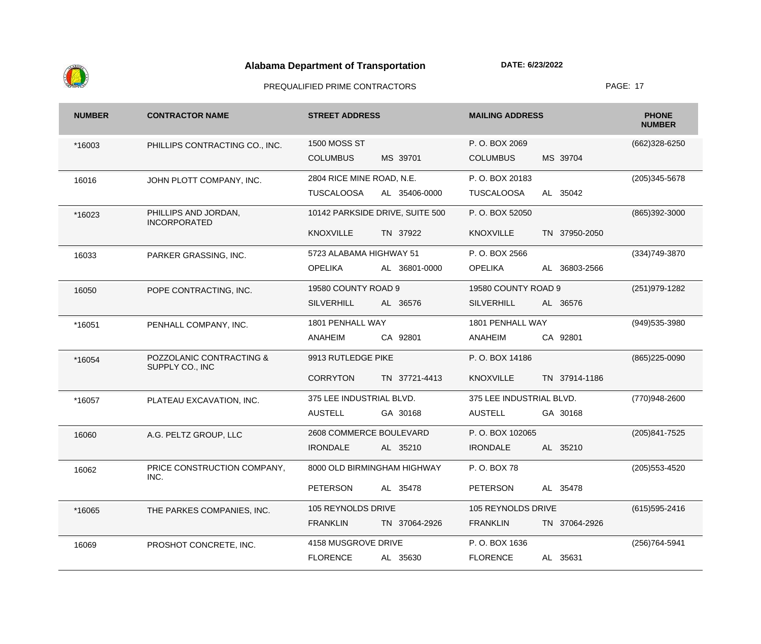# Alabama Department of Transportation

**DATE: 6/23/2022**

PREQUALIFIED PRIME CONTRACTORS

| NUMBER | CONTRACTOR NAME | STREET ADDRESS | MAILING ADDRESS | PHONE NUMBER |
|---|---|---|---|---|
| *16003 | PHILLIPS CONTRACTING CO., INC. | 1500 MOSS ST<br>COLUMBUS MS 39701 | P. O. BOX 2069<br>COLUMBUS MS 39704 | (662)328-6250 |
| 16016 | JOHN PLOTT COMPANY, INC. | 2804 RICE MINE ROAD, N.E.<br>TUSCALOOSA AL 35406-0000 | P. O. BOX 20183<br>TUSCALOOSA AL 35042 | (205)345-5678 |
| *16023 | PHILLIPS AND JORDAN, INCORPORATED | 10142 PARKSIDE DRIVE, SUITE 500<br>KNOXVILLE TN 37922 | P. O. BOX 52050<br>KNOXVILLE TN 37950-2050 | (865)392-3000 |
| 16033 | PARKER GRASSING, INC. | 5723 ALABAMA HIGHWAY 51<br>OPELIKA AL 36801-0000 | P. O. BOX 2566<br>OPELIKA AL 36803-2566 | (334)749-3870 |
| 16050 | POPE CONTRACTING, INC. | 19580 COUNTY ROAD 9<br>SILVERHILL AL 36576 | 19580 COUNTY ROAD 9<br>SILVERHILL AL 36576 | (251)979-1282 |
| *16051 | PENHALL COMPANY, INC. | 1801 PENHALL WAY<br>ANAHEIM CA 92801 | 1801 PENHALL WAY<br>ANAHEIM CA 92801 | (949)535-3980 |
| *16054 | POZZOLANIC CONTRACTING & SUPPLY CO., INC | 9913 RUTLEDGE PIKE<br>CORRYTON TN 37721-4413 | P. O. BOX 14186<br>KNOXVILLE TN 37914-1186 | (865)225-0090 |
| *16057 | PLATEAU EXCAVATION, INC. | 375 LEE INDUSTRIAL BLVD.<br>AUSTELL GA 30168 | 375 LEE INDUSTRIAL BLVD.<br>AUSTELL GA 30168 | (770)948-2600 |
| 16060 | A.G. PELTZ GROUP, LLC | 2608 COMMERCE BOULEVARD<br>IRONDALE AL 35210 | P. O. BOX 102065<br>IRONDALE AL 35210 | (205)841-7525 |
| 16062 | PRICE CONSTRUCTION COMPANY, INC. | 8000 OLD BIRMINGHAM HIGHWAY<br>PETERSON AL 35478 | P. O. BOX 78<br>PETERSON AL 35478 | (205)553-4520 |
| *16065 | THE PARKES COMPANIES, INC. | 105 REYNOLDS DRIVE<br>FRANKLIN TN 37064-2926 | 105 REYNOLDS DRIVE<br>FRANKLIN TN 37064-2926 | (615)595-2416 |
| 16069 | PROSHOT CONCRETE, INC. | 4158 MUSGROVE DRIVE<br>FLORENCE AL 35630 | P. O. BOX 1636<br>FLORENCE AL 35631 | (256)764-5941 |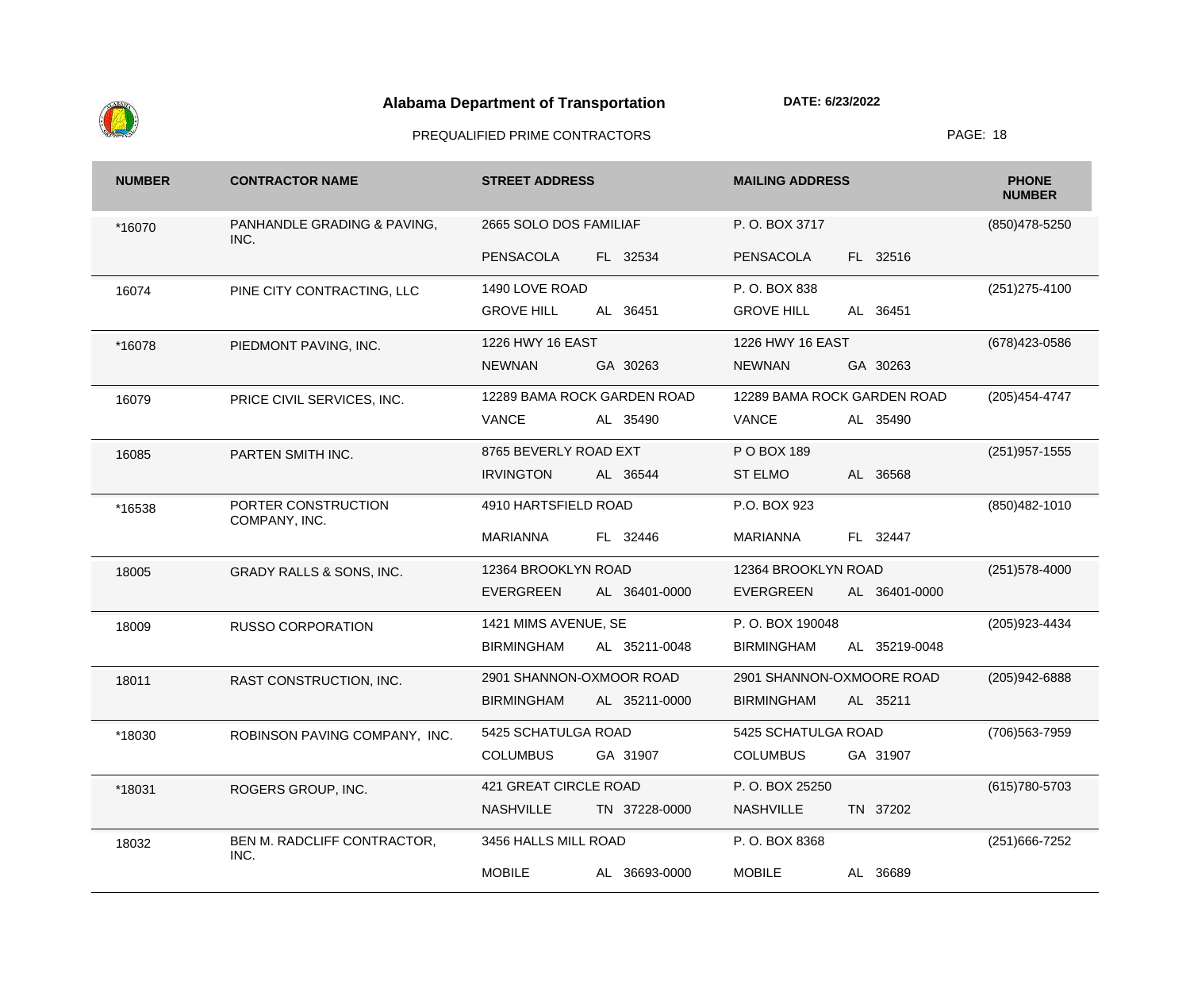# Alabama Department of Transportation

**DATE: 6/23/2022**

PREQUALIFIED PRIME CONTRACTORS

| NUMBER | CONTRACTOR NAME | STREET ADDRESS | MAILING ADDRESS | PHONE NUMBER |
|---|---|---|---|---|
| *16070 | PANHANDLE GRADING & PAVING, INC. | 2665 SOLO DOS FAMILIAF<br>PENSACOLA FL 32534 | P. O. BOX 3717<br>PENSACOLA FL 32516 | (850)478-5250 |
| 16074 | PINE CITY CONTRACTING, LLC | 1490 LOVE ROAD<br>GROVE HILL AL 36451 | P. O. BOX 838<br>GROVE HILL AL 36451 | (251)275-4100 |
| *16078 | PIEDMONT PAVING, INC. | 1226 HWY 16 EAST<br>NEWNAN GA 30263 | 1226 HWY 16 EAST<br>NEWNAN GA 30263 | (678)423-0586 |
| 16079 | PRICE CIVIL SERVICES, INC. | 12289 BAMA ROCK GARDEN ROAD<br>VANCE AL 35490 | 12289 BAMA ROCK GARDEN ROAD<br>VANCE AL 35490 | (205)454-4747 |
| 16085 | PARTEN SMITH INC. | 8765 BEVERLY ROAD EXT<br>IRVINGTON AL 36544 | P O BOX 189<br>ST ELMO AL 36568 | (251)957-1555 |
| *16538 | PORTER CONSTRUCTION COMPANY, INC. | 4910 HARTSFIELD ROAD<br>MARIANNA FL 32446 | P.O. BOX 923<br>MARIANNA FL 32447 | (850)482-1010 |
| 18005 | GRADY RALLS & SONS, INC. | 12364 BROOKLYN ROAD<br>EVERGREEN AL 36401-0000 | 12364 BROOKLYN ROAD<br>EVERGREEN AL 36401-0000 | (251)578-4000 |
| 18009 | RUSSO CORPORATION | 1421 MIMS AVENUE, SE<br>BIRMINGHAM AL 35211-0048 | P. O. BOX 190048<br>BIRMINGHAM AL 35219-0048 | (205)923-4434 |
| 18011 | RAST CONSTRUCTION, INC. | 2901 SHANNON-OXMOOR ROAD<br>BIRMINGHAM AL 35211-0000 | 2901 SHANNON-OXMOORE ROAD<br>BIRMINGHAM AL 35211 | (205)942-6888 |
| *18030 | ROBINSON PAVING COMPANY, INC. | 5425 SCHATULGA ROAD<br>COLUMBUS GA 31907 | 5425 SCHATULGA ROAD<br>COLUMBUS GA 31907 | (706)563-7959 |
| *18031 | ROGERS GROUP, INC. | 421 GREAT CIRCLE ROAD<br>NASHVILLE TN 37228-0000 | P. O. BOX 25250<br>NASHVILLE TN 37202 | (615)780-5703 |
| 18032 | BEN M. RADCLIFF CONTRACTOR, INC. | 3456 HALLS MILL ROAD<br>MOBILE AL 36693-0000 | P. O. BOX 8368<br>MOBILE AL 36689 | (251)666-7252 |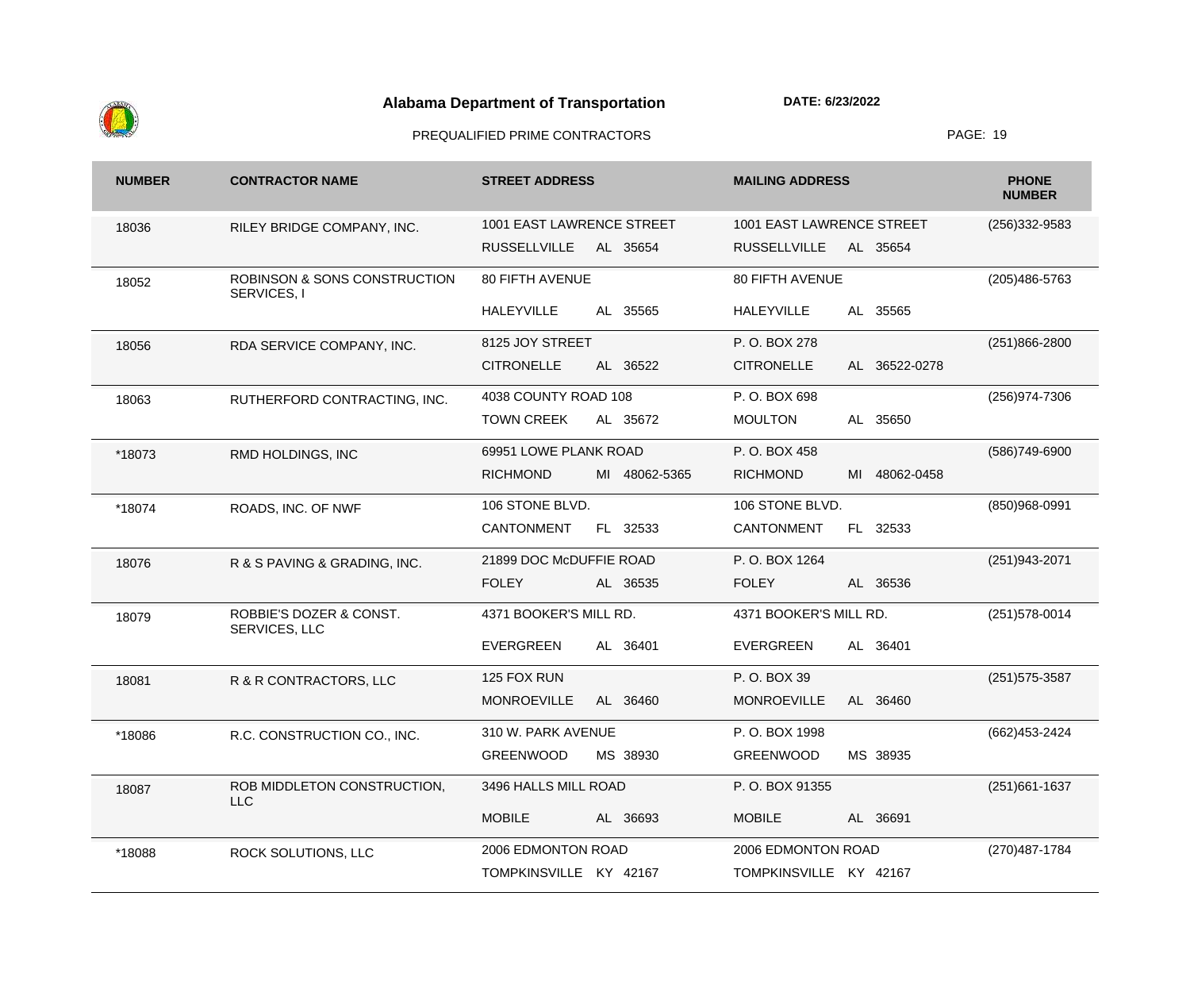# Alabama Department of Transportation

**DATE: 6/23/2022**

PREQUALIFIED PRIME CONTRACTORS

| NUMBER | CONTRACTOR NAME | STREET ADDRESS | MAILING ADDRESS | PHONE NUMBER |
|---|---|---|---|---|
| 18036 | RILEY BRIDGE COMPANY, INC. | 1001 EAST LAWRENCE STREET<br>RUSSELLVILLE AL 35654 | 1001 EAST LAWRENCE STREET<br>RUSSELLVILLE AL 35654 | (256)332-9583 |
| 18052 | ROBINSON & SONS CONSTRUCTION SERVICES, I | 80 FIFTH AVENUE<br>HALEYVILLE AL 35565 | 80 FIFTH AVENUE<br>HALEYVILLE AL 35565 | (205)486-5763 |
| 18056 | RDA SERVICE COMPANY, INC. | 8125 JOY STREET<br>CITRONELLE AL 36522 | P. O. BOX 278<br>CITRONELLE AL 36522-0278 | (251)866-2800 |
| 18063 | RUTHERFORD CONTRACTING, INC. | 4038 COUNTY ROAD 108<br>TOWN CREEK AL 35672 | P. O. BOX 698<br>MOULTON AL 35650 | (256)974-7306 |
| *18073 | RMD HOLDINGS, INC | 69951 LOWE PLANK ROAD<br>RICHMOND MI 48062-5365 | P. O. BOX 458<br>RICHMOND MI 48062-0458 | (586)749-6900 |
| *18074 | ROADS, INC. OF NWF | 106 STONE BLVD.<br>CANTONMENT FL 32533 | 106 STONE BLVD.<br>CANTONMENT FL 32533 | (850)968-0991 |
| 18076 | R & S PAVING & GRADING, INC. | 21899 DOC McDUFFIE ROAD<br>FOLEY AL 36535 | P. O. BOX 1264<br>FOLEY AL 36536 | (251)943-2071 |
| 18079 | ROBBIE'S DOZER & CONST. SERVICES, LLC | 4371 BOOKER'S MILL RD.<br>EVERGREEN AL 36401 | 4371 BOOKER'S MILL RD.<br>EVERGREEN AL 36401 | (251)578-0014 |
| 18081 | R & R CONTRACTORS, LLC | 125 FOX RUN<br>MONROEVILLE AL 36460 | P. O. BOX 39<br>MONROEVILLE AL 36460 | (251)575-3587 |
| *18086 | R.C. CONSTRUCTION CO., INC. | 310 W. PARK AVENUE<br>GREENWOOD MS 38930 | P. O. BOX 1998<br>GREENWOOD MS 38935 | (662)453-2424 |
| 18087 | ROB MIDDLETON CONSTRUCTION, LLC | 3496 HALLS MILL ROAD<br>MOBILE AL 36693 | P. O. BOX 91355<br>MOBILE AL 36691 | (251)661-1637 |
| *18088 | ROCK SOLUTIONS, LLC | 2006 EDMONTON ROAD<br>TOMPKINSVILLE KY 42167 | 2006 EDMONTON ROAD<br>TOMPKINSVILLE KY 42167 | (270)487-1784 |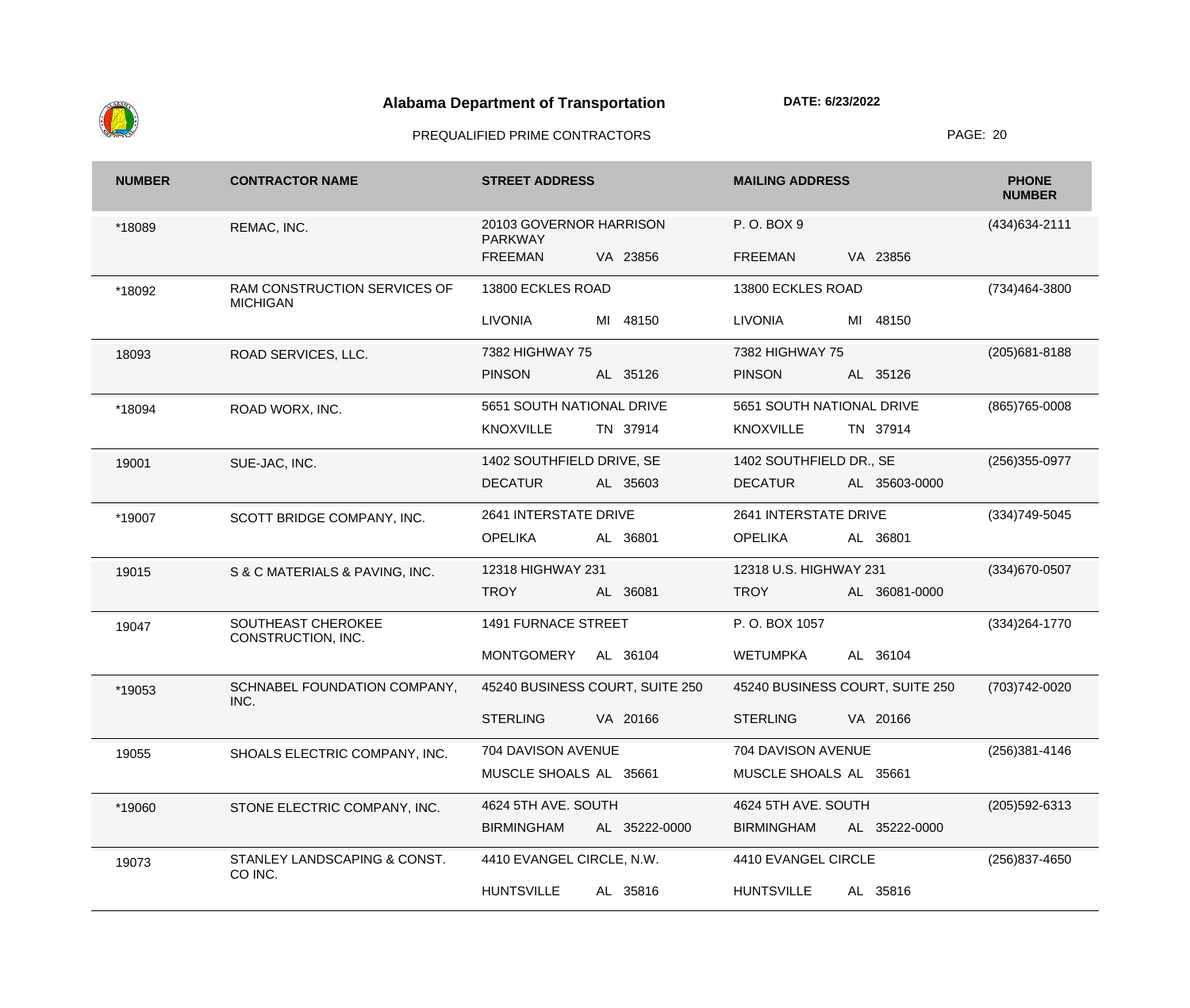# Alabama Department of Transportation

**DATE: 6/23/2022**

PREQUALIFIED PRIME CONTRACTORS

| NUMBER | CONTRACTOR NAME | STREET ADDRESS | MAILING ADDRESS | PHONE NUMBER |
|---|---|---|---|---|
| *18089 | REMAC, INC. | 20103 GOVERNOR HARRISON PARKWAY<br>FREEMAN VA 23856 | P. O. BOX 9<br>FREEMAN VA 23856 | (434)634-2111 |
| *18092 | RAM CONSTRUCTION SERVICES OF MICHIGAN | 13800 ECKLES ROAD<br>LIVONIA MI 48150 | 13800 ECKLES ROAD<br>LIVONIA MI 48150 | (734)464-3800 |
| 18093 | ROAD SERVICES, LLC. | 7382 HIGHWAY 75<br>PINSON AL 35126 | 7382 HIGHWAY 75<br>PINSON AL 35126 | (205)681-8188 |
| *18094 | ROAD WORX, INC. | 5651 SOUTH NATIONAL DRIVE<br>KNOXVILLE TN 37914 | 5651 SOUTH NATIONAL DRIVE<br>KNOXVILLE TN 37914 | (865)765-0008 |
| 19001 | SUE-JAC, INC. | 1402 SOUTHFIELD DRIVE, SE<br>DECATUR AL 35603 | 1402 SOUTHFIELD DR., SE<br>DECATUR AL 35603-0000 | (256)355-0977 |
| *19007 | SCOTT BRIDGE COMPANY, INC. | 2641 INTERSTATE DRIVE<br>OPELIKA AL 36801 | 2641 INTERSTATE DRIVE<br>OPELIKA AL 36801 | (334)749-5045 |
| 19015 | S & C MATERIALS & PAVING, INC. | 12318 HIGHWAY 231<br>TROY AL 36081 | 12318 U.S. HIGHWAY 231<br>TROY AL 36081-0000 | (334)670-0507 |
| 19047 | SOUTHEAST CHEROKEE CONSTRUCTION, INC. | 1491 FURNACE STREET<br>MONTGOMERY AL 36104 | P. O. BOX 1057<br>WETUMPKA AL 36104 | (334)264-1770 |
| *19053 | SCHNABEL FOUNDATION COMPANY, INC. | 45240 BUSINESS COURT, SUITE 250<br>STERLING VA 20166 | 45240 BUSINESS COURT, SUITE 250<br>STERLING VA 20166 | (703)742-0020 |
| 19055 | SHOALS ELECTRIC COMPANY, INC. | 704 DAVISON AVENUE<br>MUSCLE SHOALS AL 35661 | 704 DAVISON AVENUE<br>MUSCLE SHOALS AL 35661 | (256)381-4146 |
| *19060 | STONE ELECTRIC COMPANY, INC. | 4624 5TH AVE. SOUTH<br>BIRMINGHAM AL 35222-0000 | 4624 5TH AVE. SOUTH<br>BIRMINGHAM AL 35222-0000 | (205)592-6313 |
| 19073 | STANLEY LANDSCAPING & CONST. CO INC. | 4410 EVANGEL CIRCLE, N.W.<br>HUNTSVILLE AL 35816 | 4410 EVANGEL CIRCLE<br>HUNTSVILLE AL 35816 | (256)837-4650 |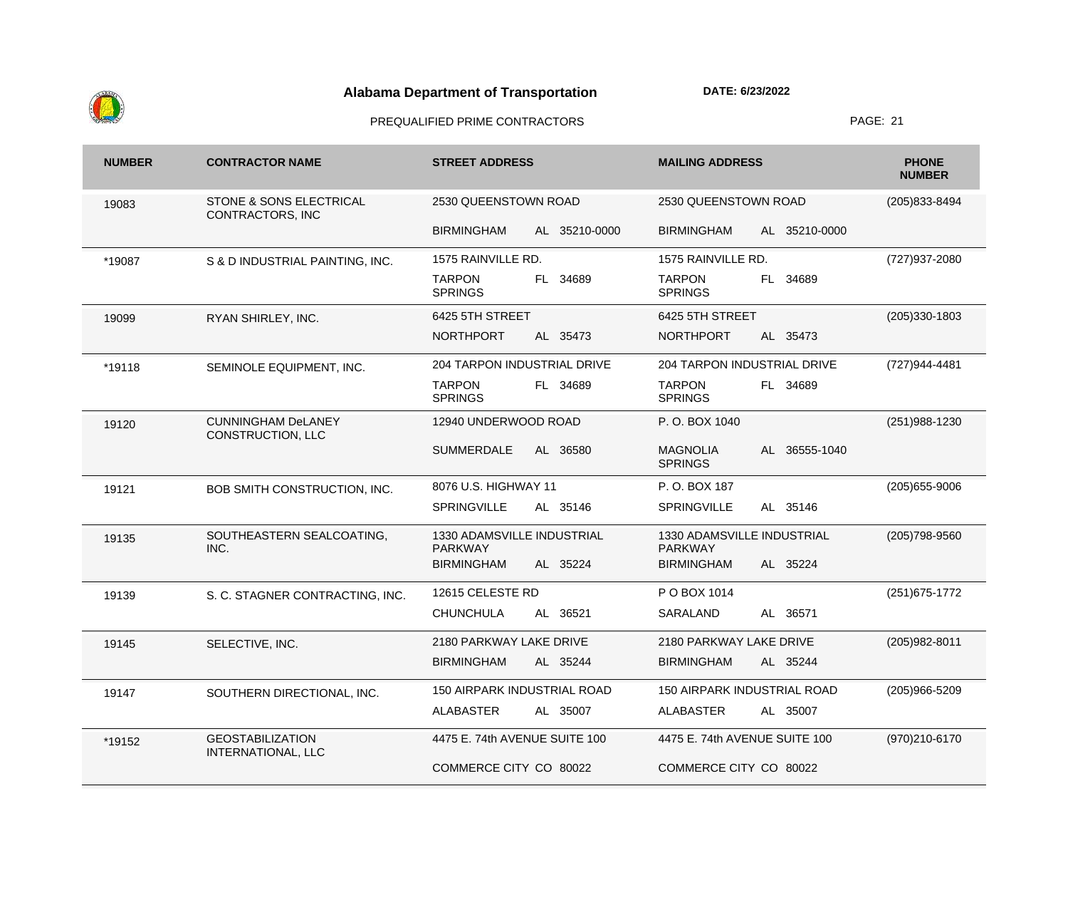**Alabama Department of Transportation**

**DATE: 6/23/2022**

PREQUALIFIED PRIME CONTRACTORS

| NUMBER | CONTRACTOR NAME | STREET ADDRESS | MAILING ADDRESS | PHONE NUMBER |
|---|---|---|---|---|
| 19083 | STONE & SONS ELECTRICAL CONTRACTORS, INC | 2530 QUEENSTOWN ROAD<br>BIRMINGHAM AL 35210-0000 | 2530 QUEENSTOWN ROAD<br>BIRMINGHAM AL 35210-0000 | (205)833-8494 |
| *19087 | S & D INDUSTRIAL PAINTING, INC. | 1575 RAINVILLE RD.<br>TARPON SPRINGS FL 34689 | 1575 RAINVILLE RD.<br>TARPON SPRINGS FL 34689 | (727)937-2080 |
| 19099 | RYAN SHIRLEY, INC. | 6425 5TH STREET<br>NORTHPORT AL 35473 | 6425 5TH STREET<br>NORTHPORT AL 35473 | (205)330-1803 |
| *19118 | SEMINOLE EQUIPMENT, INC. | 204 TARPON INDUSTRIAL DRIVE<br>TARPON SPRINGS FL 34689 | 204 TARPON INDUSTRIAL DRIVE<br>TARPON SPRINGS FL 34689 | (727)944-4481 |
| 19120 | CUNNINGHAM DeLANEY CONSTRUCTION, LLC | 12940 UNDERWOOD ROAD<br>SUMMERDALE AL 36580 | P. O. BOX 1040<br>MAGNOLIA SPRINGS AL 36555-1040 | (251)988-1230 |
| 19121 | BOB SMITH CONSTRUCTION, INC. | 8076 U.S. HIGHWAY 11<br>SPRINGVILLE AL 35146 | P. O. BOX 187<br>SPRINGVILLE AL 35146 | (205)655-9006 |
| 19135 | SOUTHEASTERN SEALCOATING, INC. | 1330 ADAMSVILLE INDUSTRIAL PARKWAY<br>BIRMINGHAM AL 35224 | 1330 ADAMSVILLE INDUSTRIAL PARKWAY<br>BIRMINGHAM AL 35224 | (205)798-9560 |
| 19139 | S. C. STAGNER CONTRACTING, INC. | 12615 CELESTE RD<br>CHUNCHULA AL 36521 | P O BOX 1014<br>SARALAND AL 36571 | (251)675-1772 |
| 19145 | SELECTIVE, INC. | 2180 PARKWAY LAKE DRIVE<br>BIRMINGHAM AL 35244 | 2180 PARKWAY LAKE DRIVE<br>BIRMINGHAM AL 35244 | (205)982-8011 |
| 19147 | SOUTHERN DIRECTIONAL, INC. | 150 AIRPARK INDUSTRIAL ROAD<br>ALABASTER AL 35007 | 150 AIRPARK INDUSTRIAL ROAD<br>ALABASTER AL 35007 | (205)966-5209 |
| *19152 | GEOSTABILIZATION INTERNATIONAL, LLC | 4475 E. 74th AVENUE SUITE 100<br>COMMERCE CITY CO 80022 | 4475 E. 74th AVENUE SUITE 100<br>COMMERCE CITY CO 80022 | (970)210-6170 |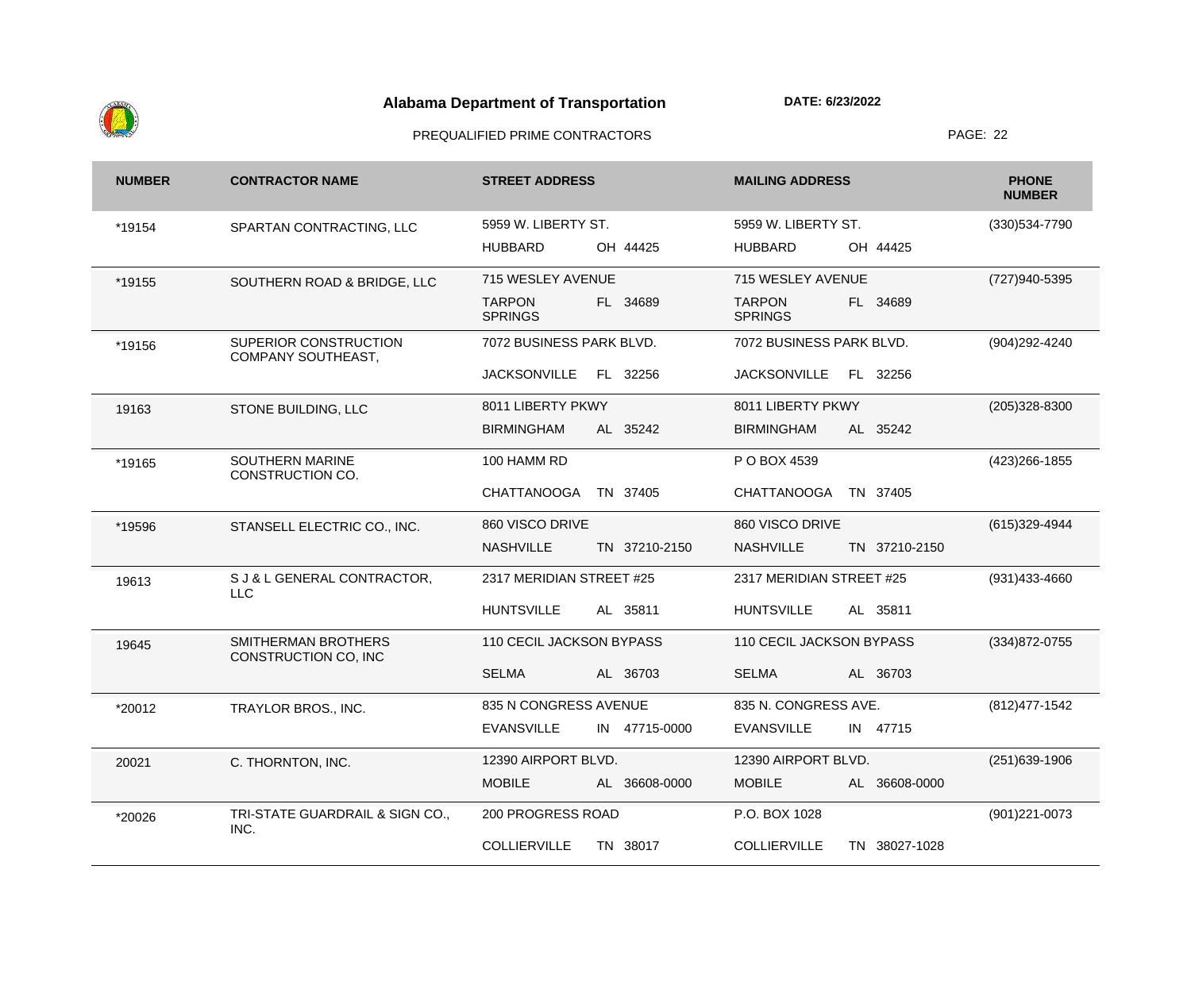# Alabama Department of Transportation

**DATE: 6/23/2022**

PREQUALIFIED PRIME CONTRACTORS

| NUMBER | CONTRACTOR NAME | STREET ADDRESS | MAILING ADDRESS | PHONE NUMBER |
|---|---|---|---|---|
| *19154 | SPARTAN CONTRACTING, LLC | 5959 W. LIBERTY ST.<br>HUBBARD OH 44425 | 5959 W. LIBERTY ST.<br>HUBBARD OH 44425 | (330)534-7790 |
| *19155 | SOUTHERN ROAD & BRIDGE, LLC | 715 WESLEY AVENUE<br>TARPON SPRINGS FL 34689 | 715 WESLEY AVENUE<br>TARPON SPRINGS FL 34689 | (727)940-5395 |
| *19156 | SUPERIOR CONSTRUCTION COMPANY SOUTHEAST, | 7072 BUSINESS PARK BLVD.<br>JACKSONVILLE FL 32256 | 7072 BUSINESS PARK BLVD.<br>JACKSONVILLE FL 32256 | (904)292-4240 |
| 19163 | STONE BUILDING, LLC | 8011 LIBERTY PKWY<br>BIRMINGHAM AL 35242 | 8011 LIBERTY PKWY<br>BIRMINGHAM AL 35242 | (205)328-8300 |
| *19165 | SOUTHERN MARINE CONSTRUCTION CO. | 100 HAMM RD<br>CHATTANOOGA TN 37405 | P O BOX 4539<br>CHATTANOOGA TN 37405 | (423)266-1855 |
| *19596 | STANSELL ELECTRIC CO., INC. | 860 VISCO DRIVE<br>NASHVILLE TN 37210-2150 | 860 VISCO DRIVE<br>NASHVILLE TN 37210-2150 | (615)329-4944 |
| 19613 | S J & L GENERAL CONTRACTOR, LLC | 2317 MERIDIAN STREET #25<br>HUNTSVILLE AL 35811 | 2317 MERIDIAN STREET #25<br>HUNTSVILLE AL 35811 | (931)433-4660 |
| 19645 | SMITHERMAN BROTHERS CONSTRUCTION CO, INC | 110 CECIL JACKSON BYPASS<br>SELMA AL 36703 | 110 CECIL JACKSON BYPASS<br>SELMA AL 36703 | (334)872-0755 |
| *20012 | TRAYLOR BROS., INC. | 835 N CONGRESS AVENUE<br>EVANSVILLE IN 47715-0000 | 835 N. CONGRESS AVE.<br>EVANSVILLE IN 47715 | (812)477-1542 |
| 20021 | C. THORNTON, INC. | 12390 AIRPORT BLVD.<br>MOBILE AL 36608-0000 | 12390 AIRPORT BLVD.<br>MOBILE AL 36608-0000 | (251)639-1906 |
| *20026 | TRI-STATE GUARDRAIL & SIGN CO., INC. | 200 PROGRESS ROAD<br>COLLIERVILLE TN 38017 | P.O. BOX 1028<br>COLLIERVILLE TN 38027-1028 | (901)221-0073 |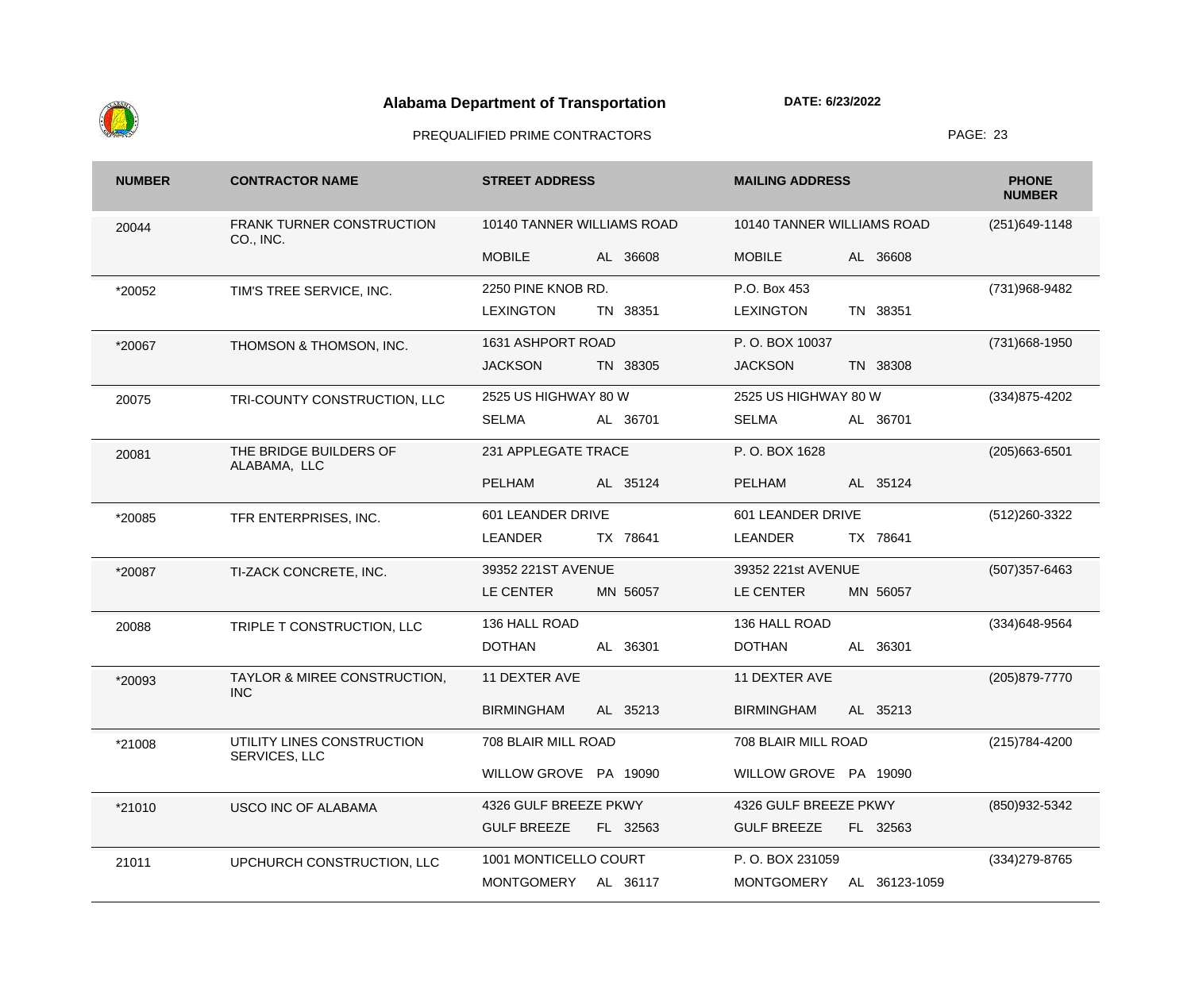# Alabama Department of Transportation

**DATE: 6/23/2022**

PREQUALIFIED PRIME CONTRACTORS

| NUMBER | CONTRACTOR NAME | STREET ADDRESS | MAILING ADDRESS | PHONE NUMBER |
|---|---|---|---|---|
| 20044 | FRANK TURNER CONSTRUCTION CO., INC. | 10140 TANNER WILLIAMS ROAD<br>MOBILE AL 36608 | 10140 TANNER WILLIAMS ROAD<br>MOBILE AL 36608 | (251)649-1148 |
| *20052 | TIM'S TREE SERVICE, INC. | 2250 PINE KNOB RD.<br>LEXINGTON TN 38351 | P.O. Box 453<br>LEXINGTON TN 38351 | (731)968-9482 |
| *20067 | THOMSON & THOMSON, INC. | 1631 ASHPORT ROAD<br>JACKSON TN 38305 | P. O. BOX 10037<br>JACKSON TN 38308 | (731)668-1950 |
| 20075 | TRI-COUNTY CONSTRUCTION, LLC | 2525 US HIGHWAY 80 W<br>SELMA AL 36701 | 2525 US HIGHWAY 80 W<br>SELMA AL 36701 | (334)875-4202 |
| 20081 | THE BRIDGE BUILDERS OF ALABAMA, LLC | 231 APPLEGATE TRACE<br>PELHAM AL 35124 | P. O. BOX 1628<br>PELHAM AL 35124 | (205)663-6501 |
| *20085 | TFR ENTERPRISES, INC. | 601 LEANDER DRIVE<br>LEANDER TX 78641 | 601 LEANDER DRIVE<br>LEANDER TX 78641 | (512)260-3322 |
| *20087 | TI-ZACK CONCRETE, INC. | 39352 221ST AVENUE<br>LE CENTER MN 56057 | 39352 221st AVENUE<br>LE CENTER MN 56057 | (507)357-6463 |
| 20088 | TRIPLE T CONSTRUCTION, LLC | 136 HALL ROAD<br>DOTHAN AL 36301 | 136 HALL ROAD<br>DOTHAN AL 36301 | (334)648-9564 |
| *20093 | TAYLOR & MIREE CONSTRUCTION, INC | 11 DEXTER AVE<br>BIRMINGHAM AL 35213 | 11 DEXTER AVE<br>BIRMINGHAM AL 35213 | (205)879-7770 |
| *21008 | UTILITY LINES CONSTRUCTION SERVICES, LLC | 708 BLAIR MILL ROAD<br>WILLOW GROVE PA 19090 | 708 BLAIR MILL ROAD<br>WILLOW GROVE PA 19090 | (215)784-4200 |
| *21010 | USCO INC OF ALABAMA | 4326 GULF BREEZE PKWY<br>GULF BREEZE FL 32563 | 4326 GULF BREEZE PKWY<br>GULF BREEZE FL 32563 | (850)932-5342 |
| 21011 | UPCHURCH CONSTRUCTION, LLC | 1001 MONTICELLO COURT<br>MONTGOMERY AL 36117 | P. O. BOX 231059<br>MONTGOMERY AL 36123-1059 | (334)279-8765 |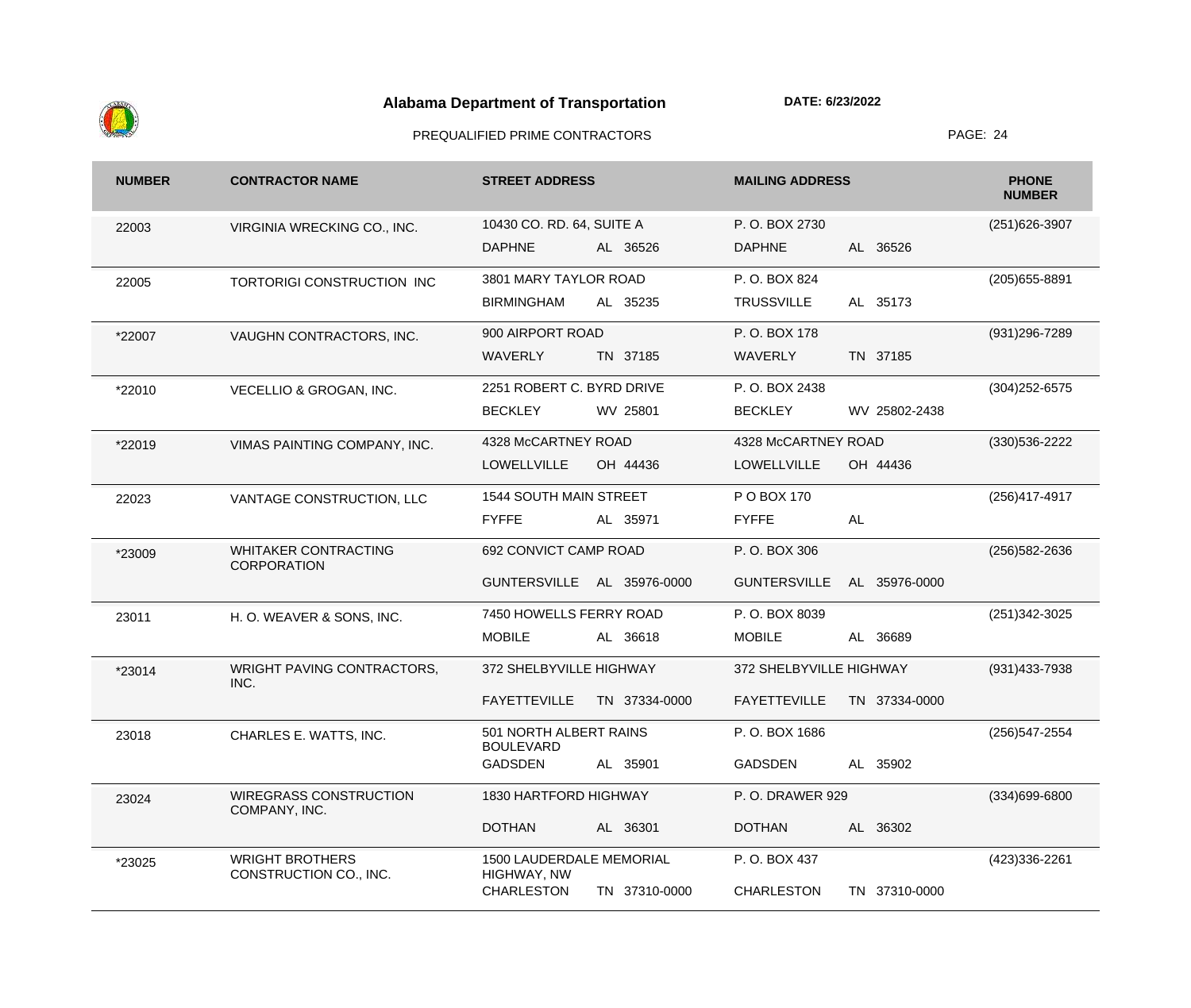**Alabama Department of Transportation**

**DATE: 6/23/2022**

PREQUALIFIED PRIME CONTRACTORS

| NUMBER | CONTRACTOR NAME | STREET ADDRESS | MAILING ADDRESS | PHONE NUMBER |
|---|---|---|---|---|
| 22003 | VIRGINIA WRECKING CO., INC. | 10430 CO. RD. 64, SUITE A<br>DAPHNE AL 36526 | P. O. BOX 2730<br>DAPHNE AL 36526 | (251)626-3907 |
| 22005 | TORTORIGI CONSTRUCTION INC | 3801 MARY TAYLOR ROAD<br>BIRMINGHAM AL 35235 | P. O. BOX 824<br>TRUSSVILLE AL 35173 | (205)655-8891 |
| *22007 | VAUGHN CONTRACTORS, INC. | 900 AIRPORT ROAD<br>WAVERLY TN 37185 | P. O. BOX 178<br>WAVERLY TN 37185 | (931)296-7289 |
| *22010 | VECELLIO & GROGAN, INC. | 2251 ROBERT C. BYRD DRIVE<br>BECKLEY WV 25801 | P. O. BOX 2438<br>BECKLEY WV 25802-2438 | (304)252-6575 |
| *22019 | VIMAS PAINTING COMPANY, INC. | 4328 McCARTNEY ROAD<br>LOWELLVILLE OH 44436 | 4328 McCARTNEY ROAD<br>LOWELLVILLE OH 44436 | (330)536-2222 |
| 22023 | VANTAGE CONSTRUCTION, LLC | 1544 SOUTH MAIN STREET<br>FYFFE AL 35971 | P O BOX 170<br>FYFFE AL | (256)417-4917 |
| *23009 | WHITAKER CONTRACTING CORPORATION | 692 CONVICT CAMP ROAD<br>GUNTERSVILLE AL 35976-0000 | P. O. BOX 306<br>GUNTERSVILLE AL 35976-0000 | (256)582-2636 |
| 23011 | H. O. WEAVER & SONS, INC. | 7450 HOWELLS FERRY ROAD<br>MOBILE AL 36618 | P. O. BOX 8039<br>MOBILE AL 36689 | (251)342-3025 |
| *23014 | WRIGHT PAVING CONTRACTORS, INC. | 372 SHELBYVILLE HIGHWAY<br>FAYETTEVILLE TN 37334-0000 | 372 SHELBYVILLE HIGHWAY<br>FAYETTEVILLE TN 37334-0000 | (931)433-7938 |
| 23018 | CHARLES E. WATTS, INC. | 501 NORTH ALBERT RAINS BOULEVARD<br>GADSDEN AL 35901 | P. O. BOX 1686<br>GADSDEN AL 35902 | (256)547-2554 |
| 23024 | WIREGRASS CONSTRUCTION COMPANY, INC. | 1830 HARTFORD HIGHWAY<br>DOTHAN AL 36301 | P. O. DRAWER 929<br>DOTHAN AL 36302 | (334)699-6800 |
| *23025 | WRIGHT BROTHERS CONSTRUCTION CO., INC. | 1500 LAUDERDALE MEMORIAL HIGHWAY, NW<br>CHARLESTON TN 37310-0000 | P. O. BOX 437<br>CHARLESTON TN 37310-0000 | (423)336-2261 |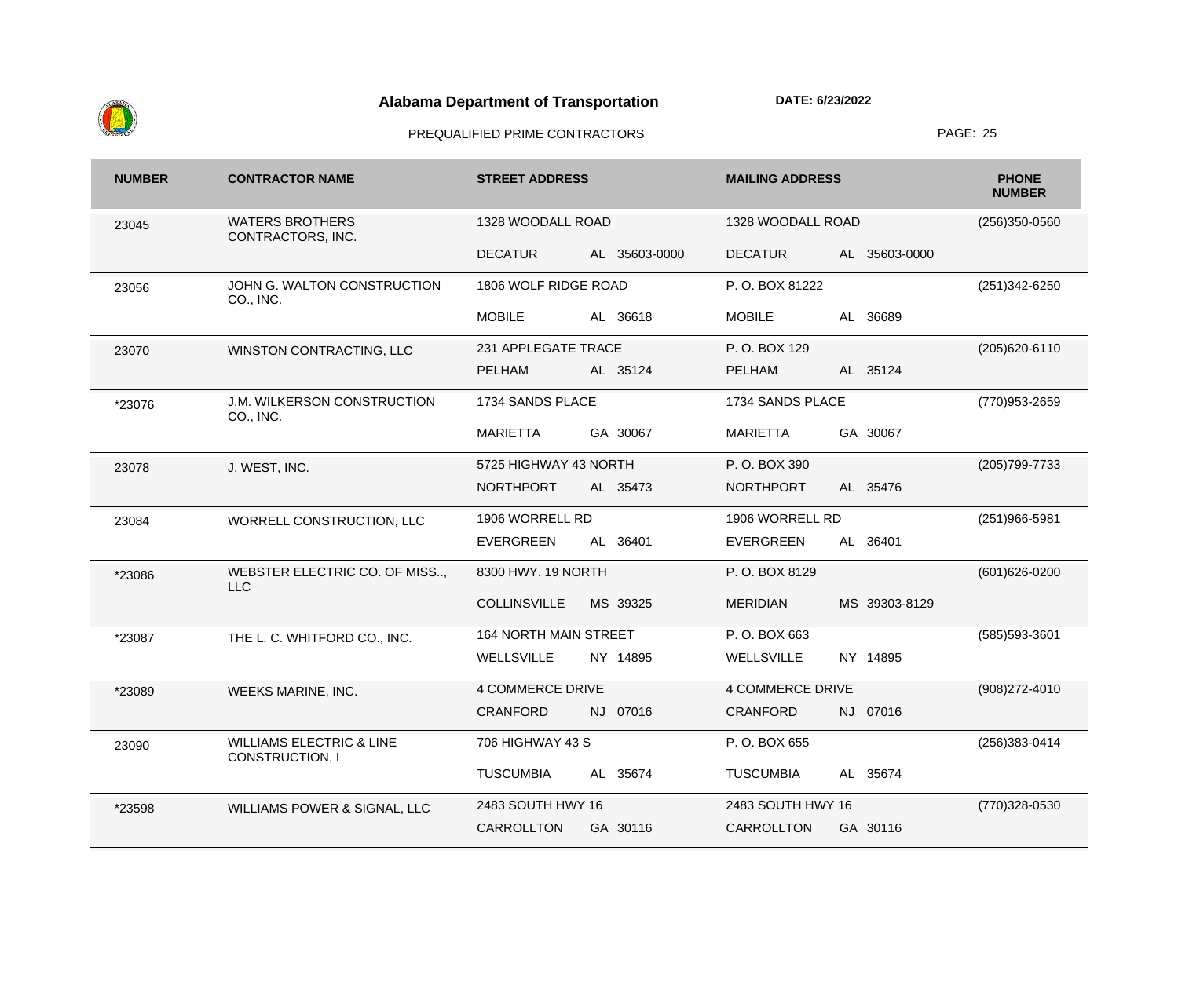# Alabama Department of Transportation

DATE: 6/23/2022

PREQUALIFIED PRIME CONTRACTORS

| NUMBER | CONTRACTOR NAME | STREET ADDRESS | MAILING ADDRESS | PHONE NUMBER |
|---|---|---|---|---|
| 23045 | WATERS BROTHERS CONTRACTORS, INC. | 1328 WOODALL ROAD<br>DECATUR AL 35603-0000 | 1328 WOODALL ROAD<br>DECATUR AL 35603-0000 | (256)350-0560 |
| 23056 | JOHN G. WALTON CONSTRUCTION CO., INC. | 1806 WOLF RIDGE ROAD<br>MOBILE AL 36618 | P. O. BOX 81222<br>MOBILE AL 36689 | (251)342-6250 |
| 23070 | WINSTON CONTRACTING, LLC | 231 APPLEGATE TRACE<br>PELHAM AL 35124 | P. O. BOX 129<br>PELHAM AL 35124 | (205)620-6110 |
| *23076 | J.M. WILKERSON CONSTRUCTION CO., INC. | 1734 SANDS PLACE<br>MARIETTA GA 30067 | 1734 SANDS PLACE<br>MARIETTA GA 30067 | (770)953-2659 |
| 23078 | J. WEST, INC. | 5725 HIGHWAY 43 NORTH<br>NORTHPORT AL 35473 | P. O. BOX 390<br>NORTHPORT AL 35476 | (205)799-7733 |
| 23084 | WORRELL CONSTRUCTION, LLC | 1906 WORRELL RD<br>EVERGREEN AL 36401 | 1906 WORRELL RD<br>EVERGREEN AL 36401 | (251)966-5981 |
| *23086 | WEBSTER ELECTRIC CO. OF MISS.., LLC | 8300 HWY. 19 NORTH<br>COLLINSVILLE MS 39325 | P. O. BOX 8129<br>MERIDIAN MS 39303-8129 | (601)626-0200 |
| *23087 | THE L. C. WHITFORD CO., INC. | 164 NORTH MAIN STREET<br>WELLSVILLE NY 14895 | P. O. BOX 663<br>WELLSVILLE NY 14895 | (585)593-3601 |
| *23089 | WEEKS MARINE, INC. | 4 COMMERCE DRIVE<br>CRANFORD NJ 07016 | 4 COMMERCE DRIVE<br>CRANFORD NJ 07016 | (908)272-4010 |
| 23090 | WILLIAMS ELECTRIC & LINE CONSTRUCTION, I | 706 HIGHWAY 43 S<br>TUSCUMBIA AL 35674 | P. O. BOX 655<br>TUSCUMBIA AL 35674 | (256)383-0414 |
| *23598 | WILLIAMS POWER & SIGNAL, LLC | 2483 SOUTH HWY 16<br>CARROLLTON GA 30116 | 2483 SOUTH HWY 16<br>CARROLLTON GA 30116 | (770)328-0530 |